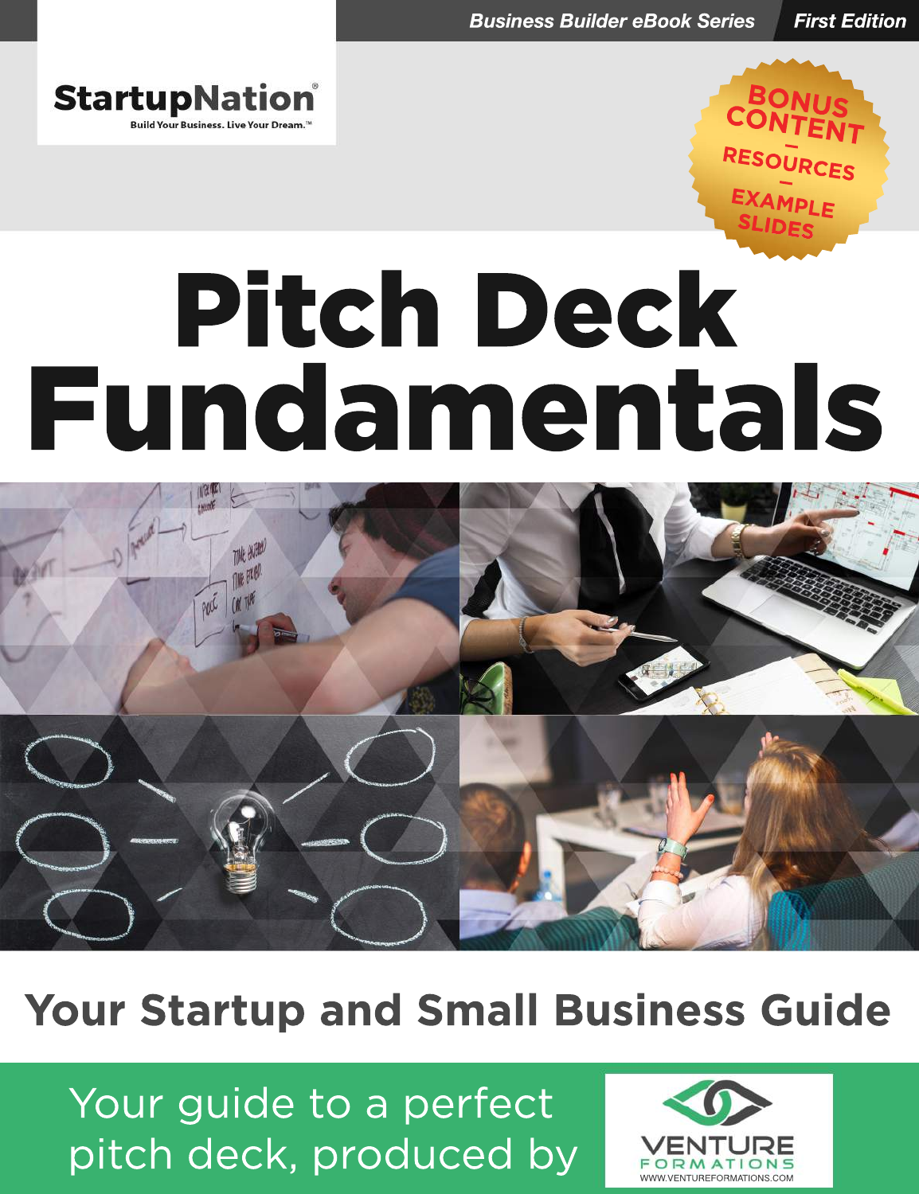Business Builder eBook Series | First Edition

StartupNation®

Build Your Business. Live Your Dream.™

BONUS CONTENT – RESOURCES – EXAMPLE SLIDES

# Pitch Deck Fundamentals

## Your Startup and Small Business Guide

Your guide to a perfect pitch deck, produced by

VENTURE FORMATIONS

WWW.VENTUREFORMATIONS.COM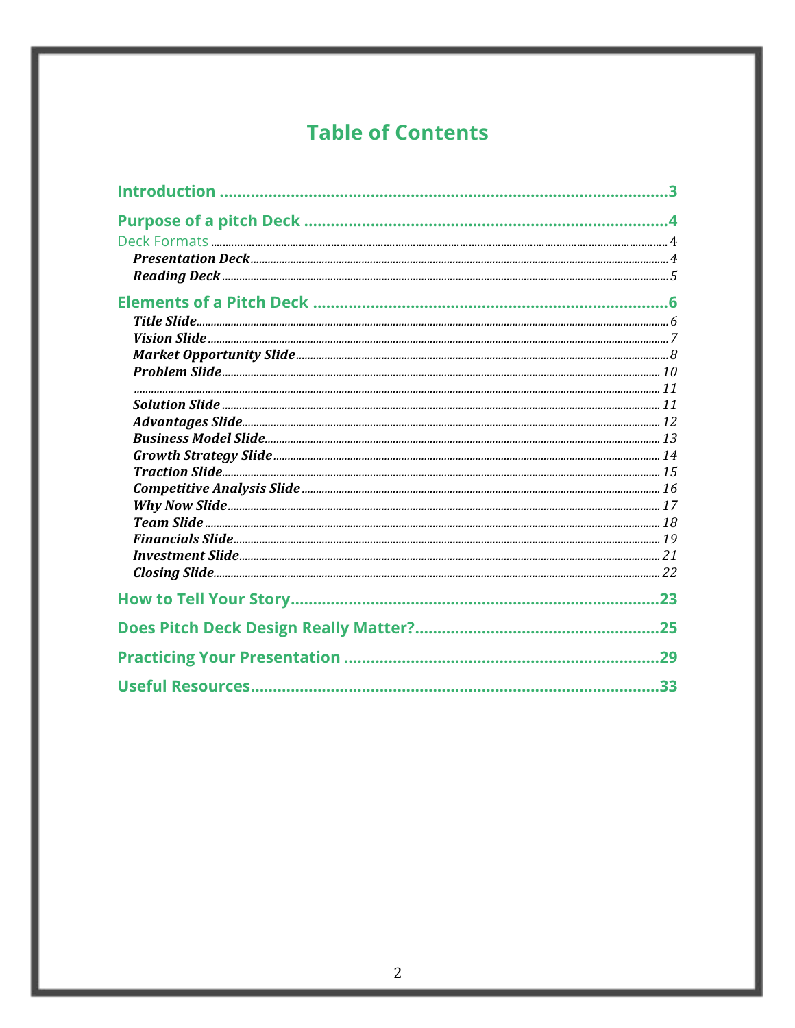# Table of Contents

**Introduction** ........................................ 3

**Purpose of a pitch Deck** ........................................ 4

Deck Formats ........................................ 4

- ***Presentation Deck*** ........................................ 4
- ***Reading Deck*** ........................................ 5

**Elements of a Pitch Deck** ........................................ 6

- ***Title Slide*** ........................................ 6
- ***Vision Slide*** ........................................ 7
- ***Market Opportunity Slide*** ........................................ 8
- ***Problem Slide*** ........................................ 10
- ........................................ 11
- ***Solution Slide*** ........................................ 11
- ***Advantages Slide*** ........................................ 12
- ***Business Model Slide*** ........................................ 13
- ***Growth Strategy Slide*** ........................................ 14
- ***Traction Slide*** ........................................ 15
- ***Competitive Analysis Slide*** ........................................ 16
- ***Why Now Slide*** ........................................ 17
- ***Team Slide*** ........................................ 18
- ***Financials Slide*** ........................................ 19
- ***Investment Slide*** ........................................ 21
- ***Closing Slide*** ........................................ 22

**How to Tell Your Story** ........................................ 23

**Does Pitch Deck Design Really Matter?** ........................................ 25

**Practicing Your Presentation** ........................................ 29

**Useful Resources** ........................................ 33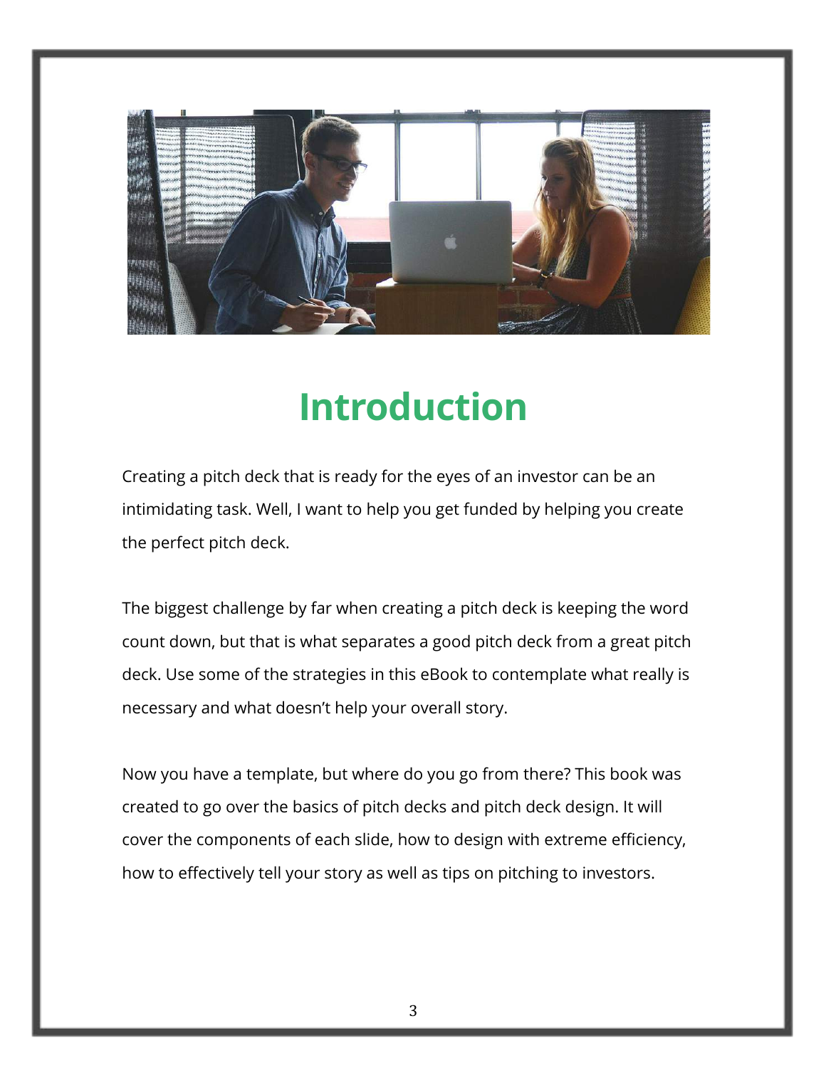# Introduction

Creating a pitch deck that is ready for the eyes of an investor can be an intimidating task. Well, I want to help you get funded by helping you create the perfect pitch deck.

The biggest challenge by far when creating a pitch deck is keeping the word count down, but that is what separates a good pitch deck from a great pitch deck. Use some of the strategies in this eBook to contemplate what really is necessary and what doesn't help your overall story.

Now you have a template, but where do you go from there? This book was created to go over the basics of pitch decks and pitch deck design. It will cover the components of each slide, how to design with extreme efficiency, how to effectively tell your story as well as tips on pitching to investors.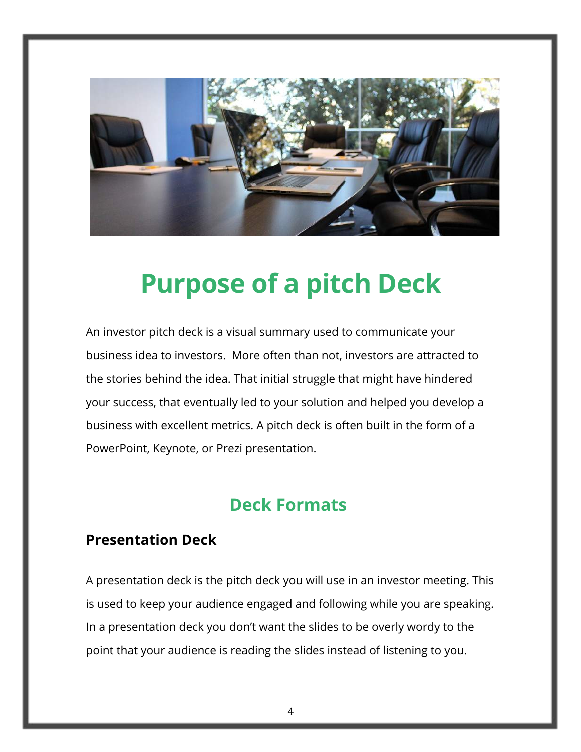# Purpose of a pitch Deck

An investor pitch deck is a visual summary used to communicate your business idea to investors.  More often than not, investors are attracted to the stories behind the idea. That initial struggle that might have hindered your success, that eventually led to your solution and helped you develop a business with excellent metrics. A pitch deck is often built in the form of a PowerPoint, Keynote, or Prezi presentation.

## Deck Formats

### Presentation Deck

A presentation deck is the pitch deck you will use in an investor meeting. This is used to keep your audience engaged and following while you are speaking. In a presentation deck you don't want the slides to be overly wordy to the point that your audience is reading the slides instead of listening to you.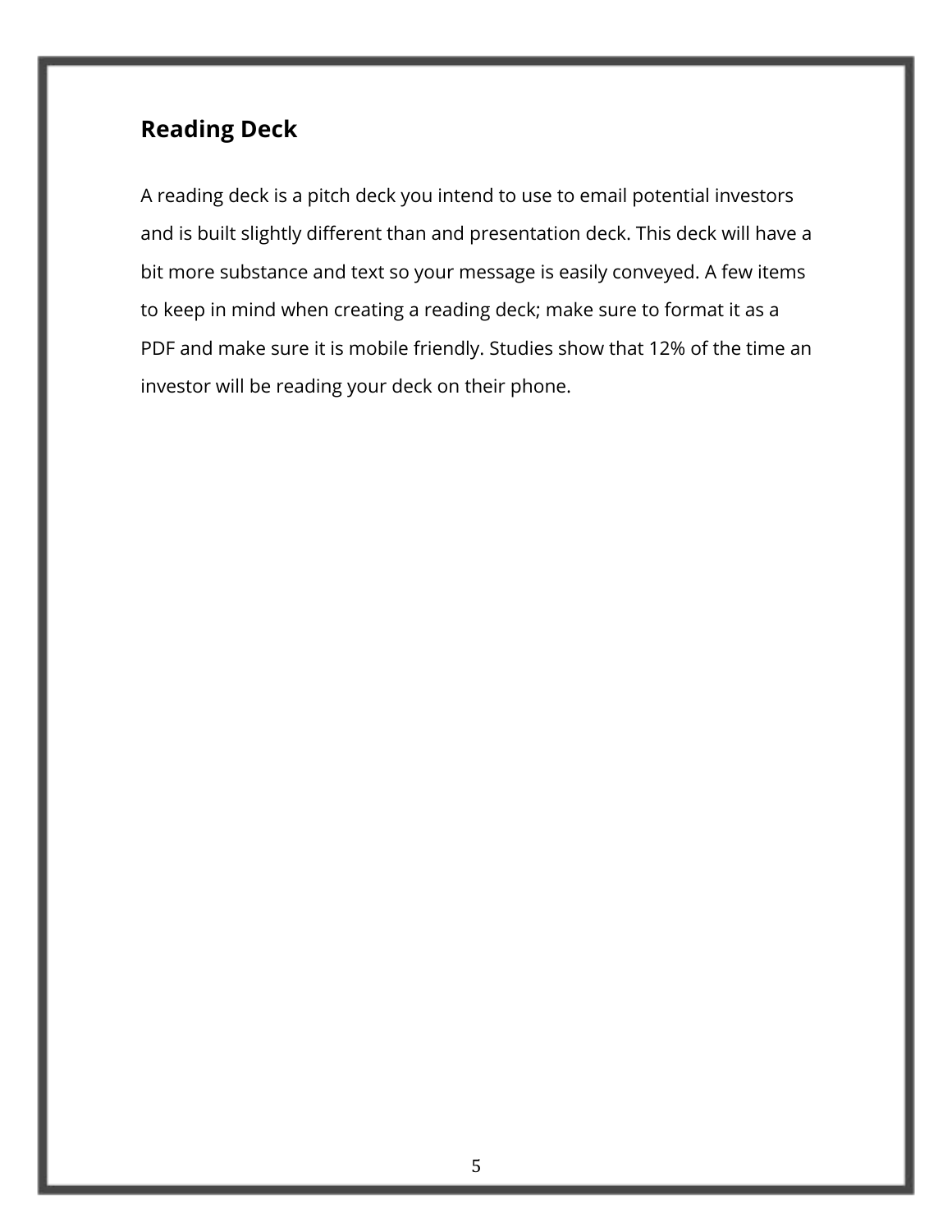## Reading Deck

A reading deck is a pitch deck you intend to use to email potential investors and is built slightly different than and presentation deck. This deck will have a bit more substance and text so your message is easily conveyed. A few items to keep in mind when creating a reading deck; make sure to format it as a PDF and make sure it is mobile friendly. Studies show that 12% of the time an investor will be reading your deck on their phone.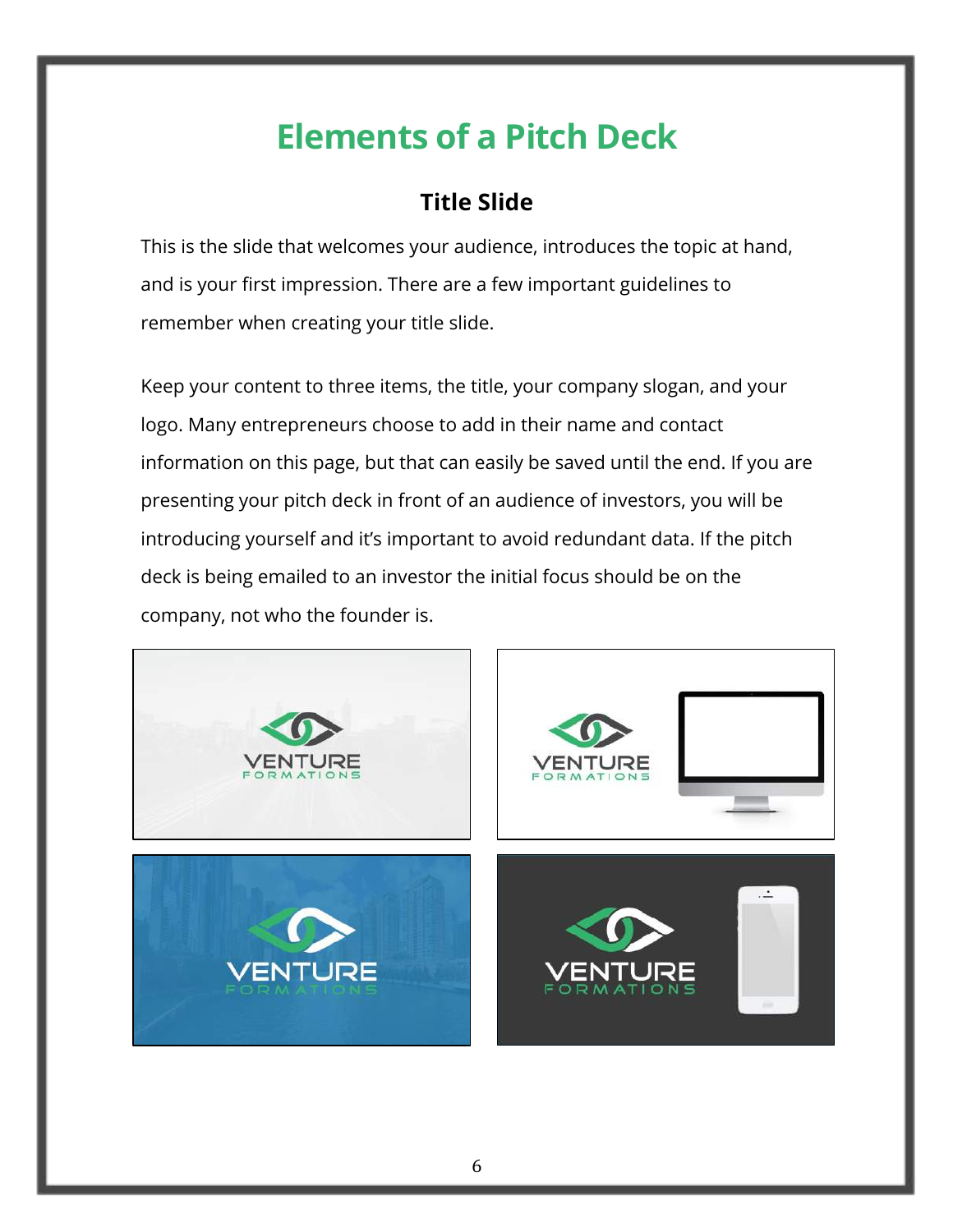# Elements of a Pitch Deck

## Title Slide

This is the slide that welcomes your audience, introduces the topic at hand, and is your first impression. There are a few important guidelines to remember when creating your title slide.

Keep your content to three items, the title, your company slogan, and your logo. Many entrepreneurs choose to add in their name and contact information on this page, but that can easily be saved until the end. If you are presenting your pitch deck in front of an audience of investors, you will be introducing yourself and it's important to avoid redundant data. If the pitch deck is being emailed to an investor the initial focus should be on the company, not who the founder is.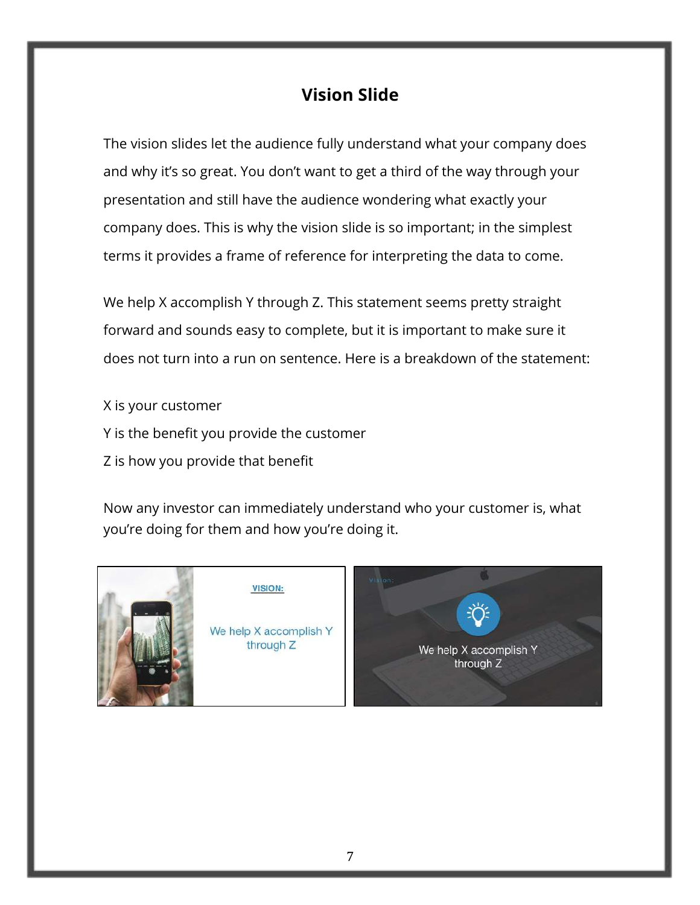## Vision Slide

The vision slides let the audience fully understand what your company does and why it's so great. You don't want to get a third of the way through your presentation and still have the audience wondering what exactly your company does. This is why the vision slide is so important; in the simplest terms it provides a frame of reference for interpreting the data to come.

We help X accomplish Y through Z. This statement seems pretty straight forward and sounds easy to complete, but it is important to make sure it does not turn into a run on sentence. Here is a breakdown of the statement:

X is your customer
Y is the benefit you provide the customer
Z is how you provide that benefit

Now any investor can immediately understand who your customer is, what you're doing for them and how you're doing it.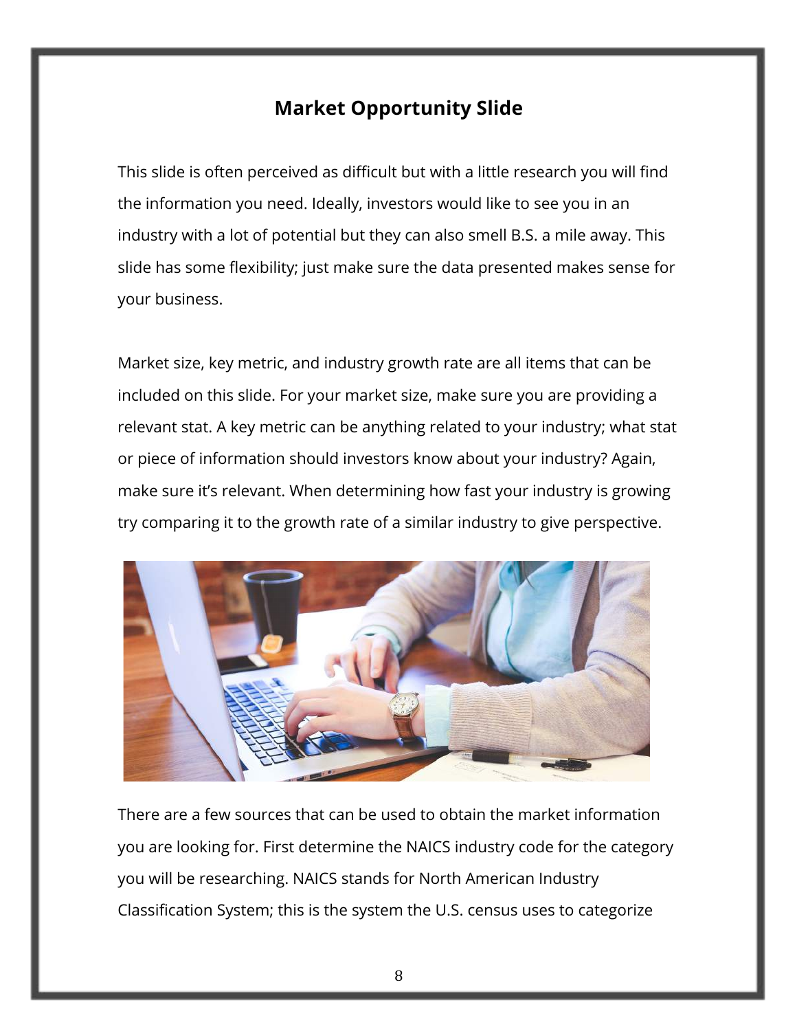## Market Opportunity Slide

This slide is often perceived as difficult but with a little research you will find the information you need. Ideally, investors would like to see you in an industry with a lot of potential but they can also smell B.S. a mile away. This slide has some flexibility; just make sure the data presented makes sense for your business.

Market size, key metric, and industry growth rate are all items that can be included on this slide. For your market size, make sure you are providing a relevant stat. A key metric can be anything related to your industry; what stat or piece of information should investors know about your industry? Again, make sure it's relevant. When determining how fast your industry is growing try comparing it to the growth rate of a similar industry to give perspective.

There are a few sources that can be used to obtain the market information you are looking for. First determine the NAICS industry code for the category you will be researching. NAICS stands for North American Industry Classification System; this is the system the U.S. census uses to categorize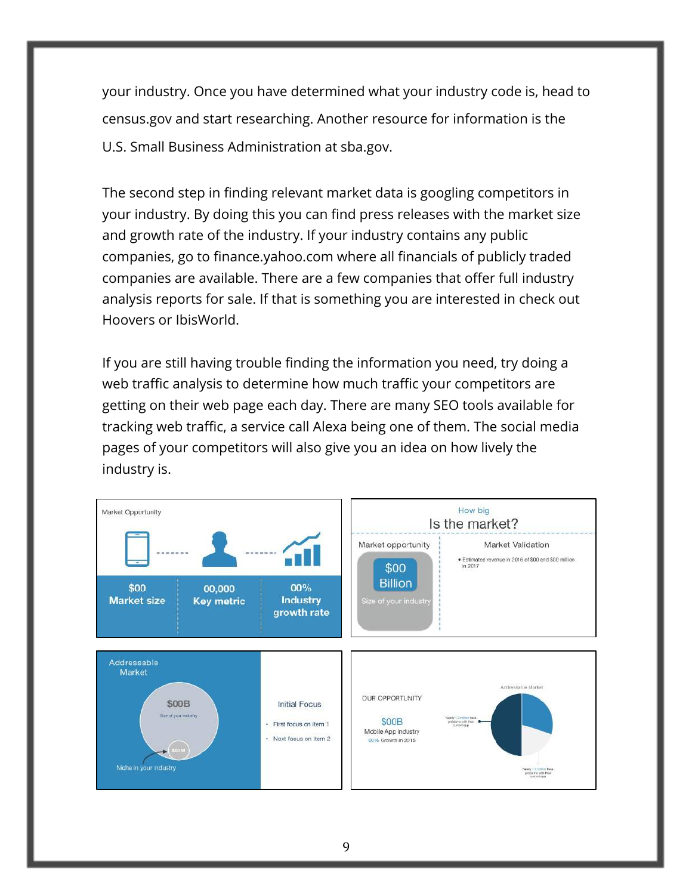your industry. Once you have determined what your industry code is, head to census.gov and start researching. Another resource for information is the U.S. Small Business Administration at sba.gov.

The second step in finding relevant market data is googling competitors in your industry. By doing this you can find press releases with the market size and growth rate of the industry. If your industry contains any public companies, go to finance.yahoo.com where all financials of publicly traded companies are available. There are a few companies that offer full industry analysis reports for sale. If that is something you are interested in check out Hoovers or IbisWorld.

If you are still having trouble finding the information you need, try doing a web traffic analysis to determine how much traffic your competitors are getting on their web page each day. There are many SEO tools available for tracking web traffic, a service call Alexa being one of them. The social media pages of your competitors will also give you an idea on how lively the industry is.

Market Opportunity

$00 Market size | 00,000 Key metric | 00% Industry growth rate

How big Is the market?

Market opportunity: $00 Billion — Size of your industry

Market Validation
- Estimated revenue in 2016 of $00 and $00 million in 2017

Addressable Market

$00B — Size of your industry

$00M — Niche in your industry

Initial Focus
- First focus on item 1
- Next focus on item 2

OUR OPPORTUNITY

$00B
Mobile App industry
00% Growth in 2015

Addressable Market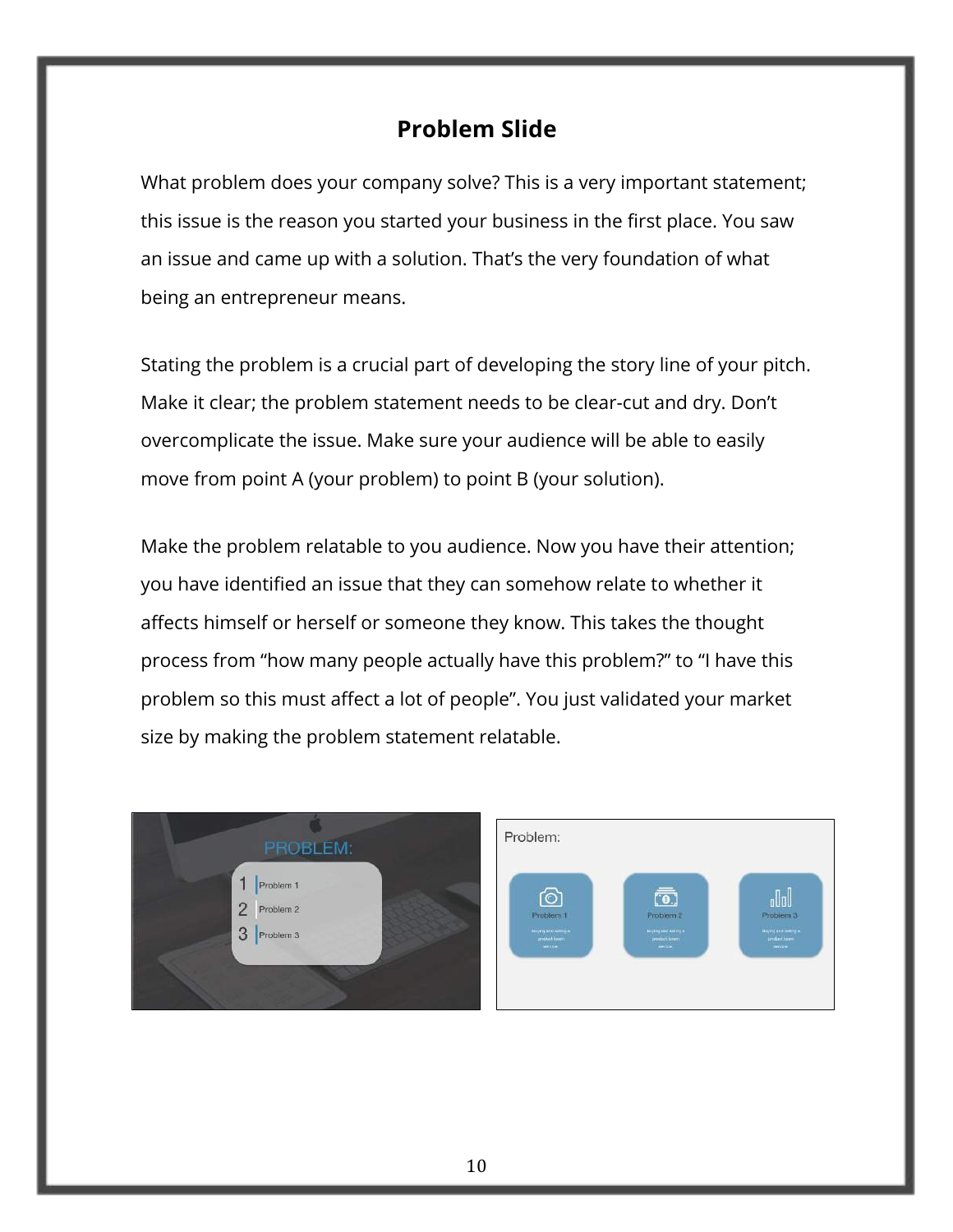## Problem Slide

What problem does your company solve? This is a very important statement; this issue is the reason you started your business in the first place. You saw an issue and came up with a solution. That's the very foundation of what being an entrepreneur means.

Stating the problem is a crucial part of developing the story line of your pitch. Make it clear; the problem statement needs to be clear-cut and dry. Don't overcomplicate the issue. Make sure your audience will be able to easily move from point A (your problem) to point B (your solution).

Make the problem relatable to you audience. Now you have their attention; you have identified an issue that they can somehow relate to whether it affects himself or herself or someone they know. This takes the thought process from "how many people actually have this problem?" to "I have this problem so this must affect a lot of people". You just validated your market size by making the problem statement relatable.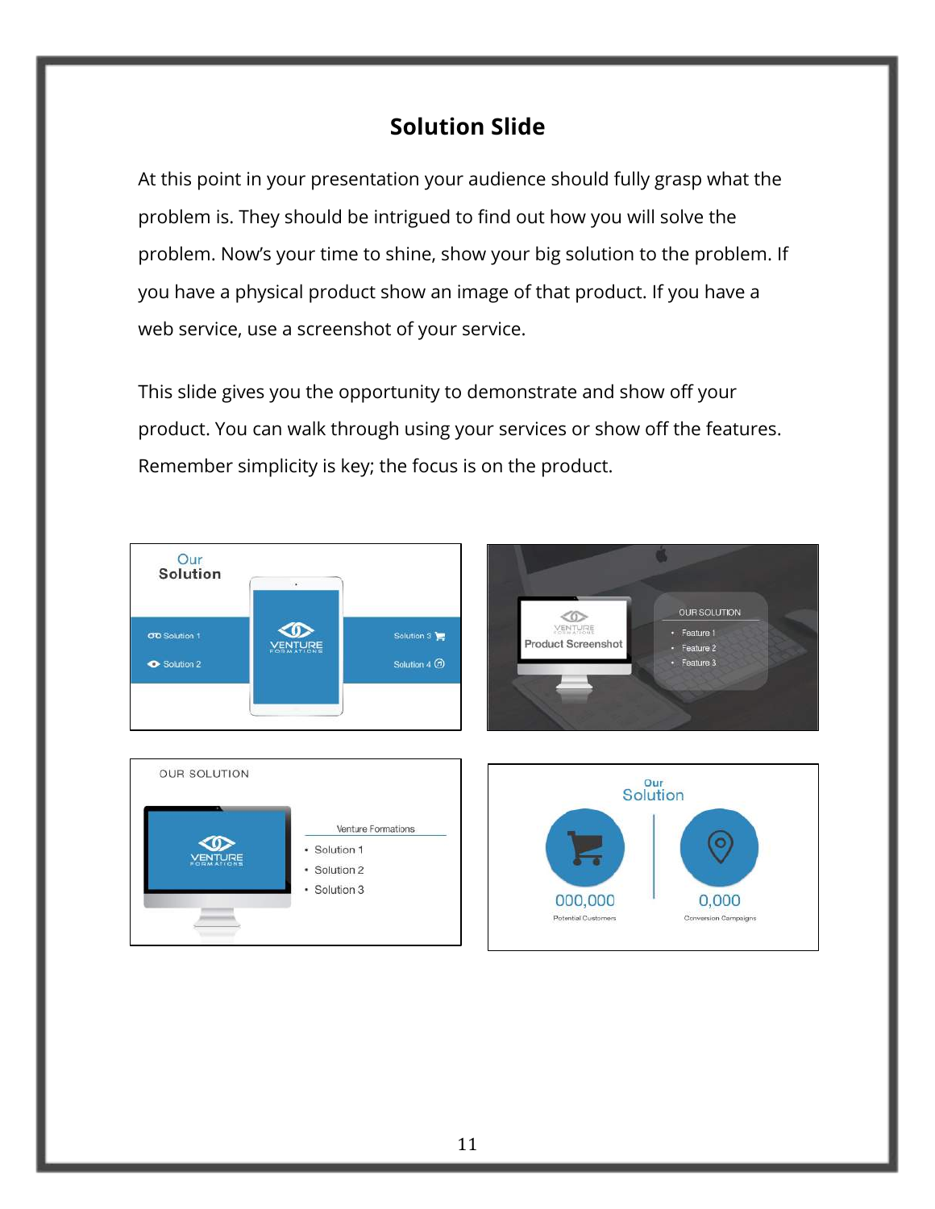# Solution Slide

At this point in your presentation your audience should fully grasp what the problem is. They should be intrigued to find out how you will solve the problem. Now's your time to shine, show your big solution to the problem. If you have a physical product show an image of that product. If you have a web service, use a screenshot of your service.

This slide gives you the opportunity to demonstrate and show off your product. You can walk through using your services or show off the features. Remember simplicity is key; the focus is on the product.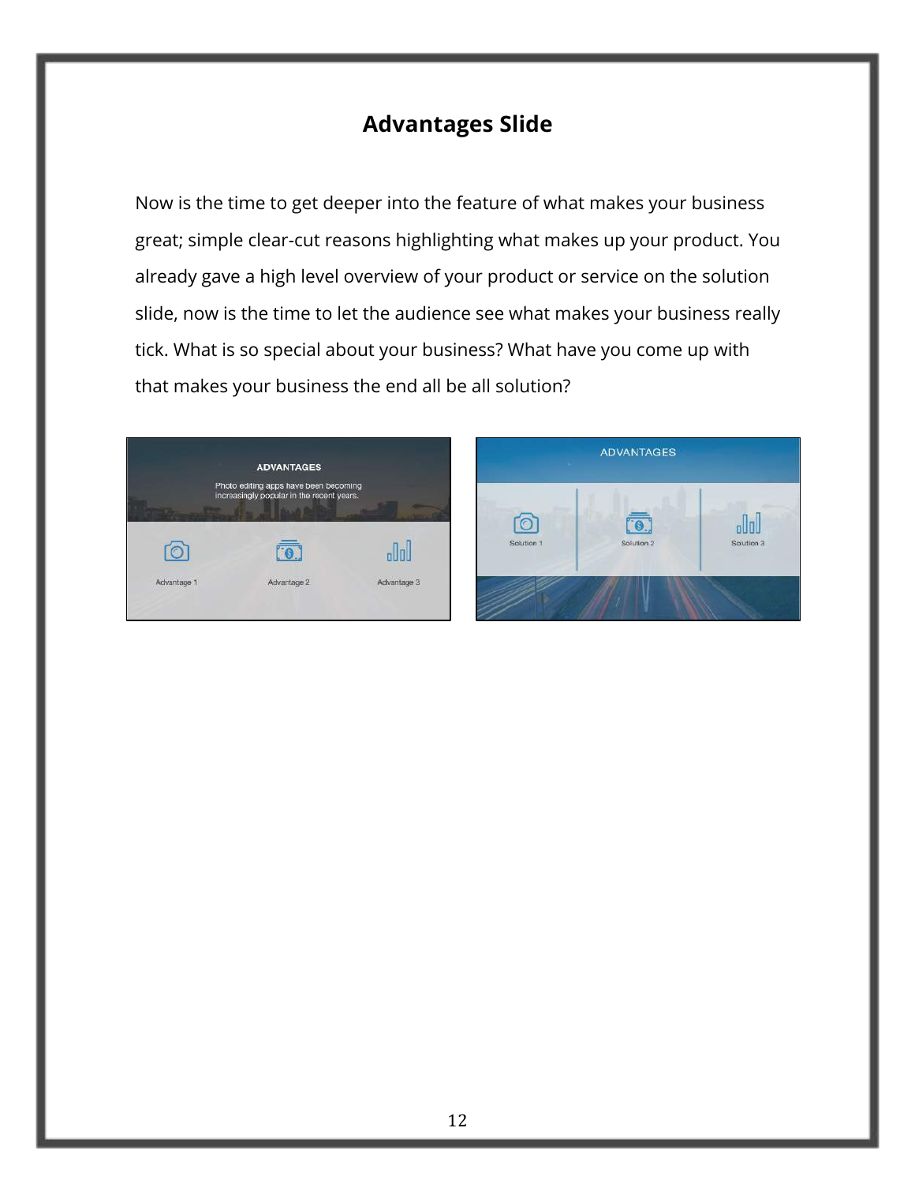## Advantages Slide

Now is the time to get deeper into the feature of what makes your business great; simple clear-cut reasons highlighting what makes up your product. You already gave a high level overview of your product or service on the solution slide, now is the time to let the audience see what makes your business really tick. What is so special about your business? What have you come up with that makes your business the end all be all solution?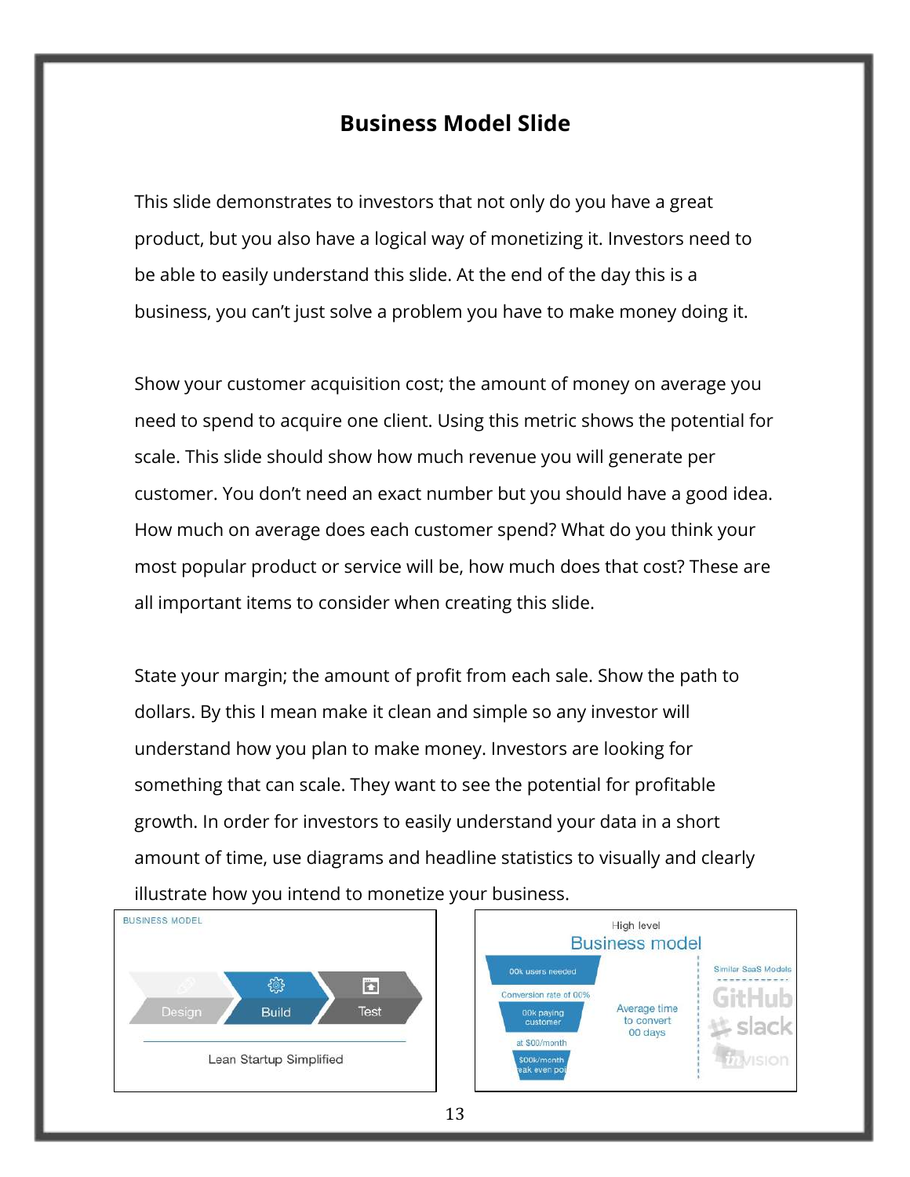## Business Model Slide

This slide demonstrates to investors that not only do you have a great product, but you also have a logical way of monetizing it. Investors need to be able to easily understand this slide. At the end of the day this is a business, you can't just solve a problem you have to make money doing it.

Show your customer acquisition cost; the amount of money on average you need to spend to acquire one client. Using this metric shows the potential for scale. This slide should show how much revenue you will generate per customer. You don't need an exact number but you should have a good idea. How much on average does each customer spend? What do you think your most popular product or service will be, how much does that cost? These are all important items to consider when creating this slide.

State your margin; the amount of profit from each sale. Show the path to dollars. By this I mean make it clean and simple so any investor will understand how you plan to make money. Investors are looking for something that can scale. They want to see the potential for profitable growth. In order for investors to easily understand your data in a short amount of time, use diagrams and headline statistics to visually and clearly illustrate how you intend to monetize your business.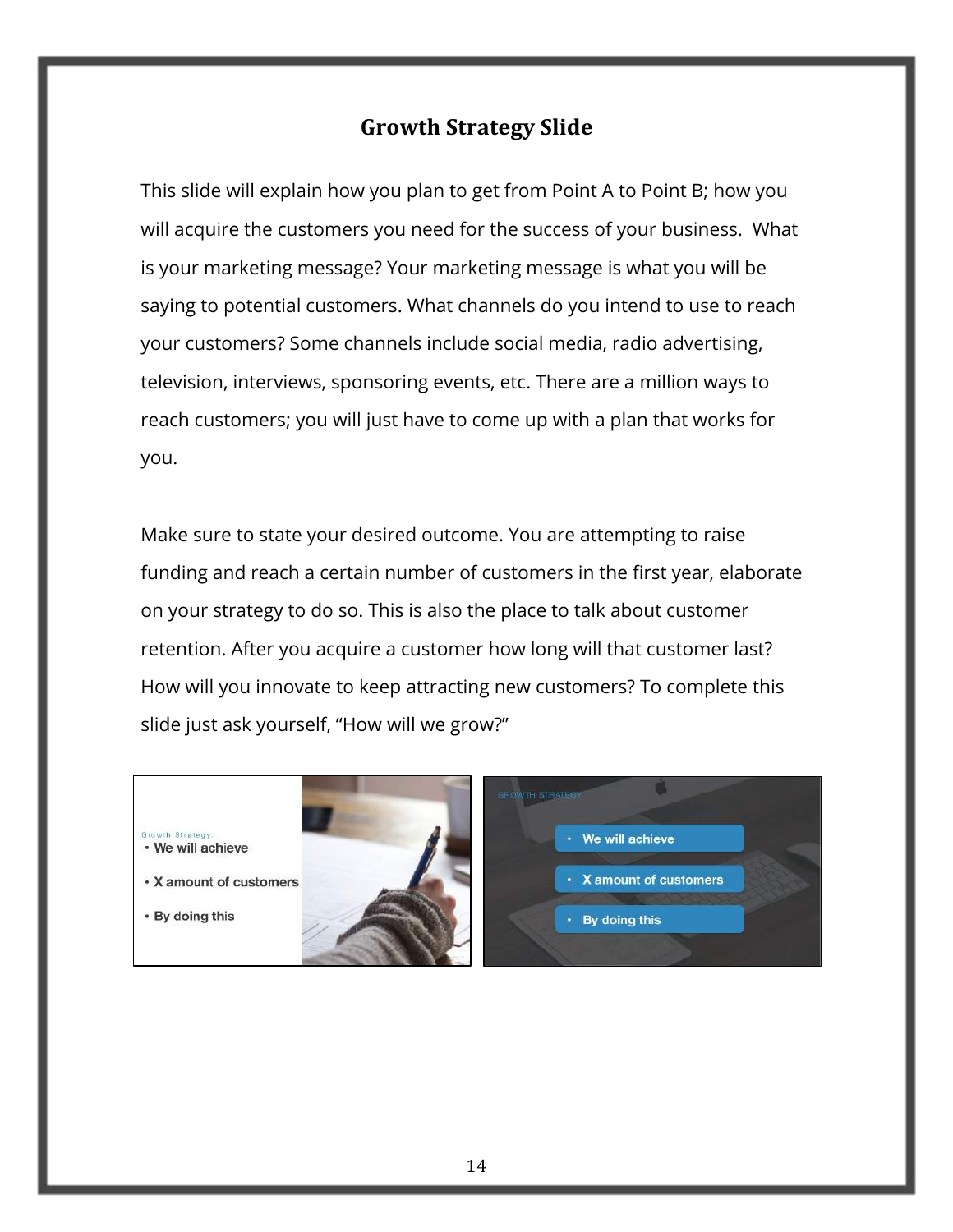## Growth Strategy Slide

This slide will explain how you plan to get from Point A to Point B; how you will acquire the customers you need for the success of your business. What is your marketing message? Your marketing message is what you will be saying to potential customers. What channels do you intend to use to reach your customers? Some channels include social media, radio advertising, television, interviews, sponsoring events, etc. There are a million ways to reach customers; you will just have to come up with a plan that works for you.

Make sure to state your desired outcome. You are attempting to raise funding and reach a certain number of customers in the first year, elaborate on your strategy to do so. This is also the place to talk about customer retention. After you acquire a customer how long will that customer last? How will you innovate to keep attracting new customers? To complete this slide just ask yourself, "How will we grow?"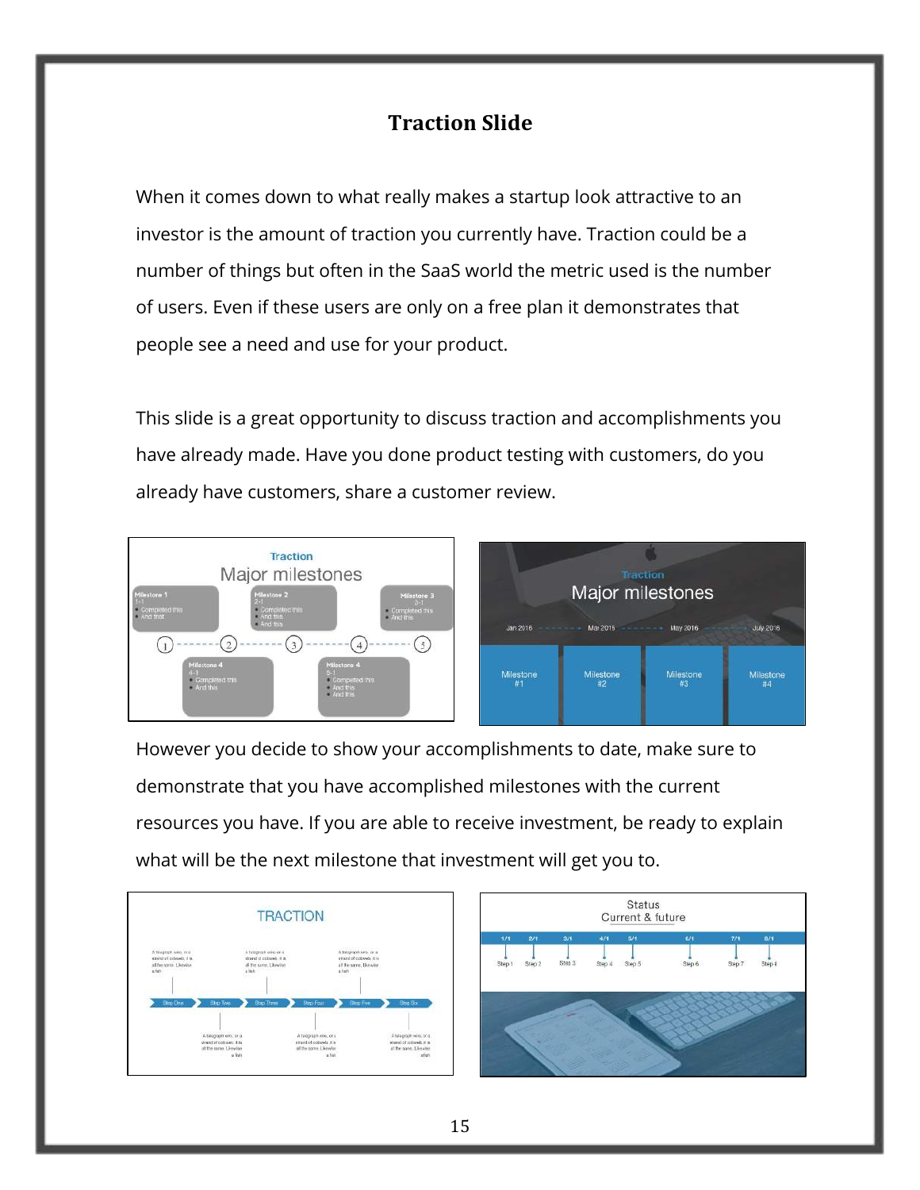## Traction Slide

When it comes down to what really makes a startup look attractive to an investor is the amount of traction you currently have. Traction could be a number of things but often in the SaaS world the metric used is the number of users. Even if these users are only on a free plan it demonstrates that people see a need and use for your product.

This slide is a great opportunity to discuss traction and accomplishments you have already made. Have you done product testing with customers, do you already have customers, share a customer review.

However you decide to show your accomplishments to date, make sure to demonstrate that you have accomplished milestones with the current resources you have. If you are able to receive investment, be ready to explain what will be the next milestone that investment will get you to.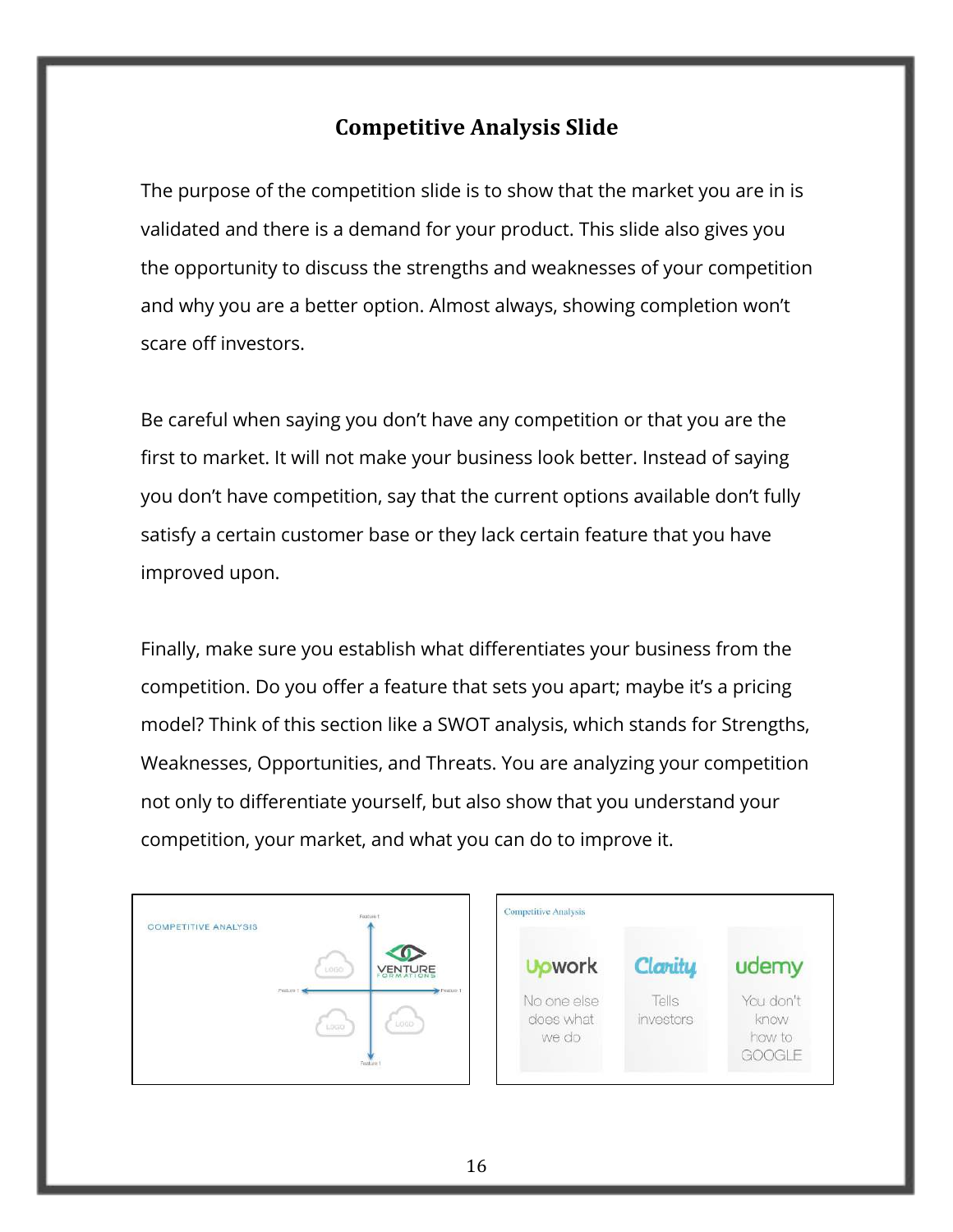## Competitive Analysis Slide

The purpose of the competition slide is to show that the market you are in is validated and there is a demand for your product. This slide also gives you the opportunity to discuss the strengths and weaknesses of your competition and why you are a better option. Almost always, showing completion won't scare off investors.

Be careful when saying you don't have any competition or that you are the first to market. It will not make your business look better. Instead of saying you don't have competition, say that the current options available don't fully satisfy a certain customer base or they lack certain feature that you have improved upon.

Finally, make sure you establish what differentiates your business from the competition. Do you offer a feature that sets you apart; maybe it's a pricing model? Think of this section like a SWOT analysis, which stands for Strengths, Weaknesses, Opportunities, and Threats. You are analyzing your competition not only to differentiate yourself, but also show that you understand your competition, your market, and what you can do to improve it.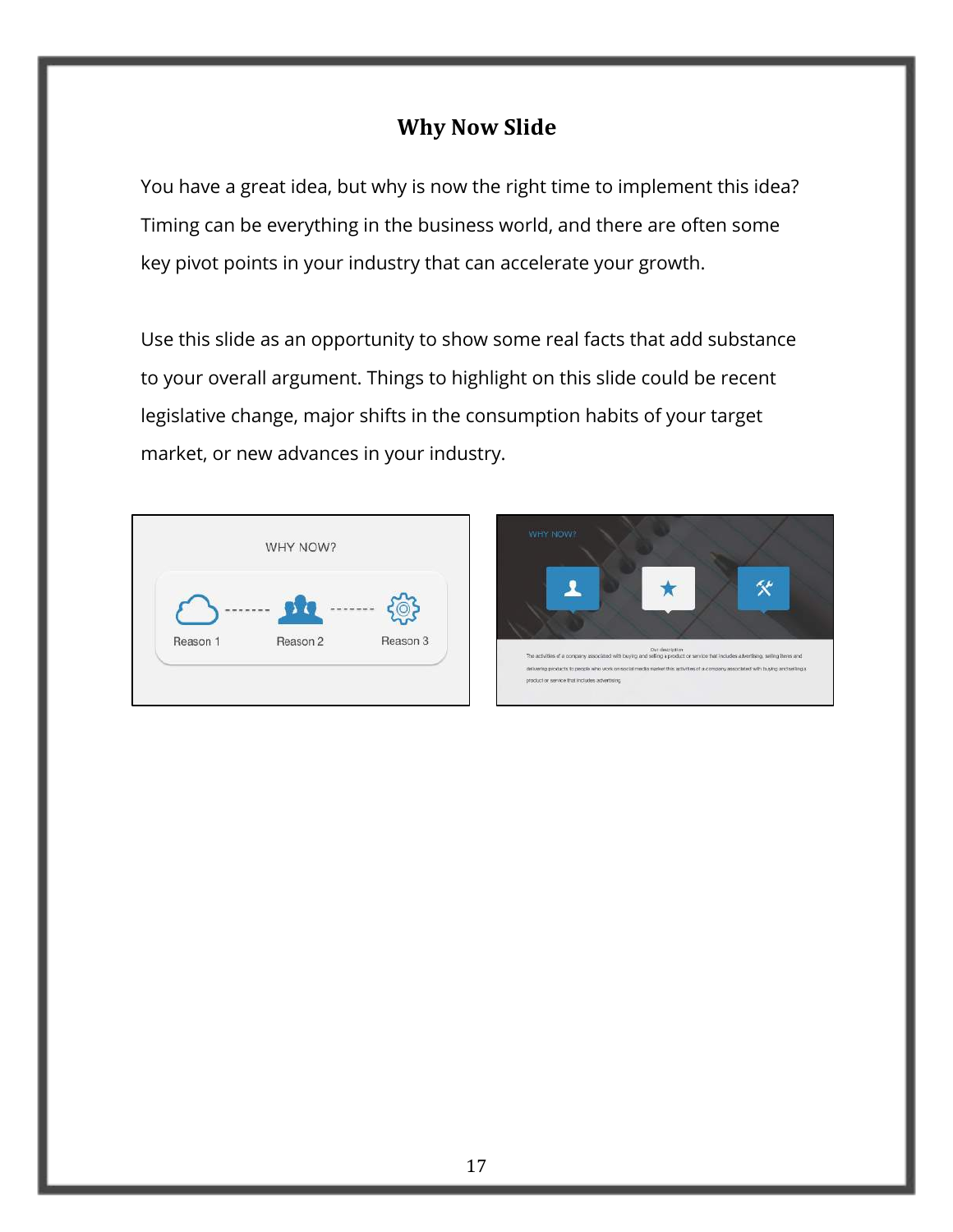# Why Now Slide

You have a great idea, but why is now the right time to implement this idea? Timing can be everything in the business world, and there are often some key pivot points in your industry that can accelerate your growth.

Use this slide as an opportunity to show some real facts that add substance to your overall argument. Things to highlight on this slide could be recent legislative change, major shifts in the consumption habits of your target market, or new advances in your industry.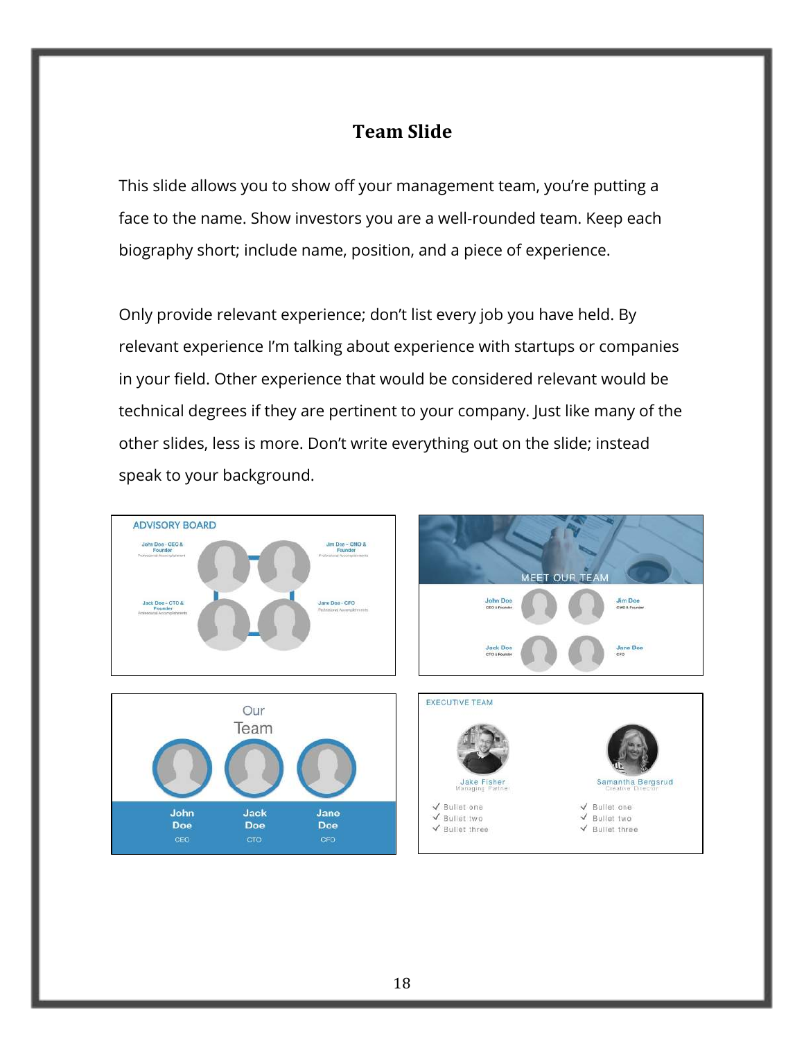# Team Slide

This slide allows you to show off your management team, you're putting a face to the name. Show investors you are a well-rounded team. Keep each biography short; include name, position, and a piece of experience.

Only provide relevant experience; don't list every job you have held. By relevant experience I'm talking about experience with startups or companies in your field. Other experience that would be considered relevant would be technical degrees if they are pertinent to your company. Just like many of the other slides, less is more. Don't write everything out on the slide; instead speak to your background.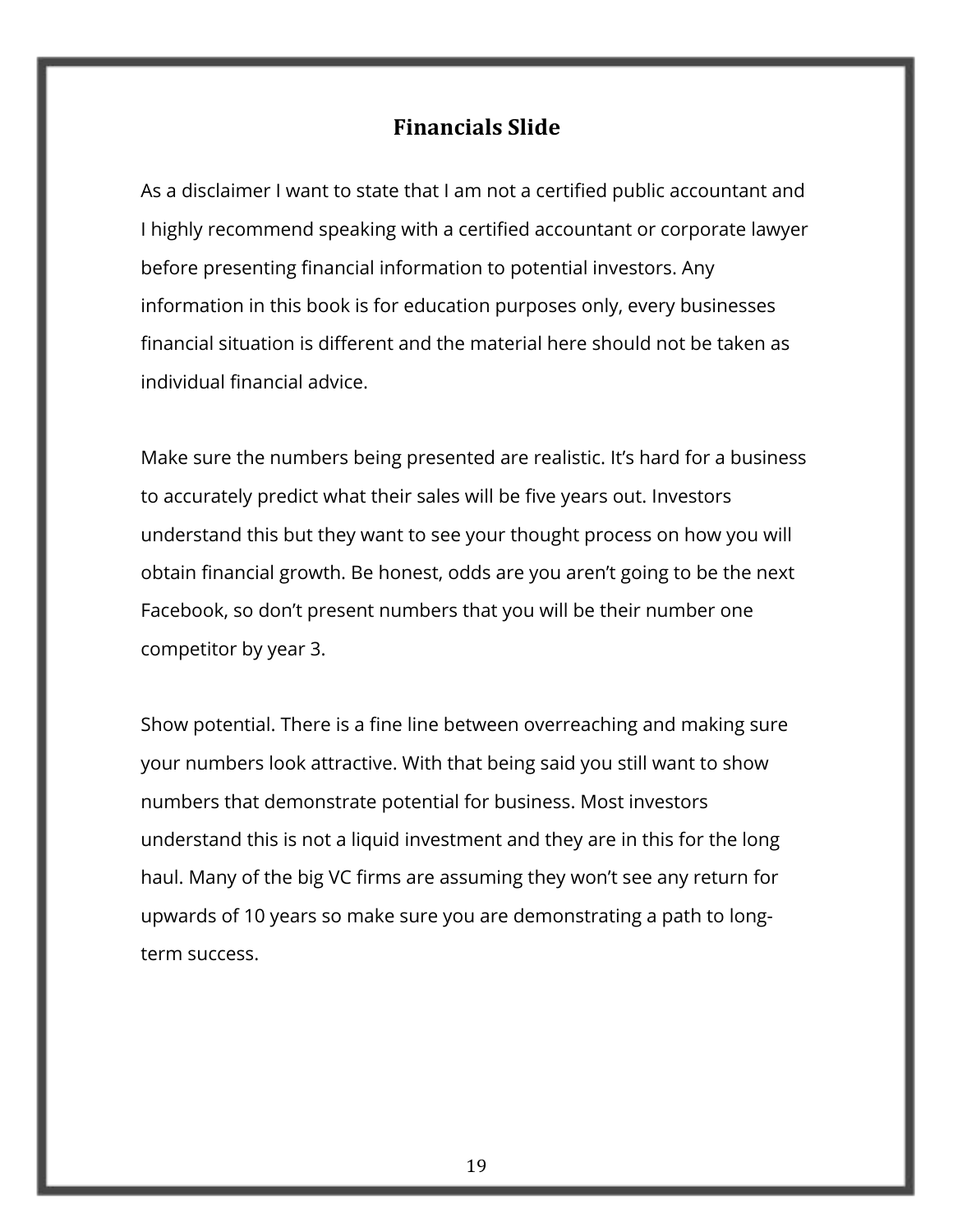## Financials Slide

As a disclaimer I want to state that I am not a certified public accountant and I highly recommend speaking with a certified accountant or corporate lawyer before presenting financial information to potential investors. Any information in this book is for education purposes only, every businesses financial situation is different and the material here should not be taken as individual financial advice.

Make sure the numbers being presented are realistic. It's hard for a business to accurately predict what their sales will be five years out. Investors understand this but they want to see your thought process on how you will obtain financial growth. Be honest, odds are you aren't going to be the next Facebook, so don't present numbers that you will be their number one competitor by year 3.

Show potential. There is a fine line between overreaching and making sure your numbers look attractive. With that being said you still want to show numbers that demonstrate potential for business. Most investors understand this is not a liquid investment and they are in this for the long haul. Many of the big VC firms are assuming they won't see any return for upwards of 10 years so make sure you are demonstrating a path to long-term success.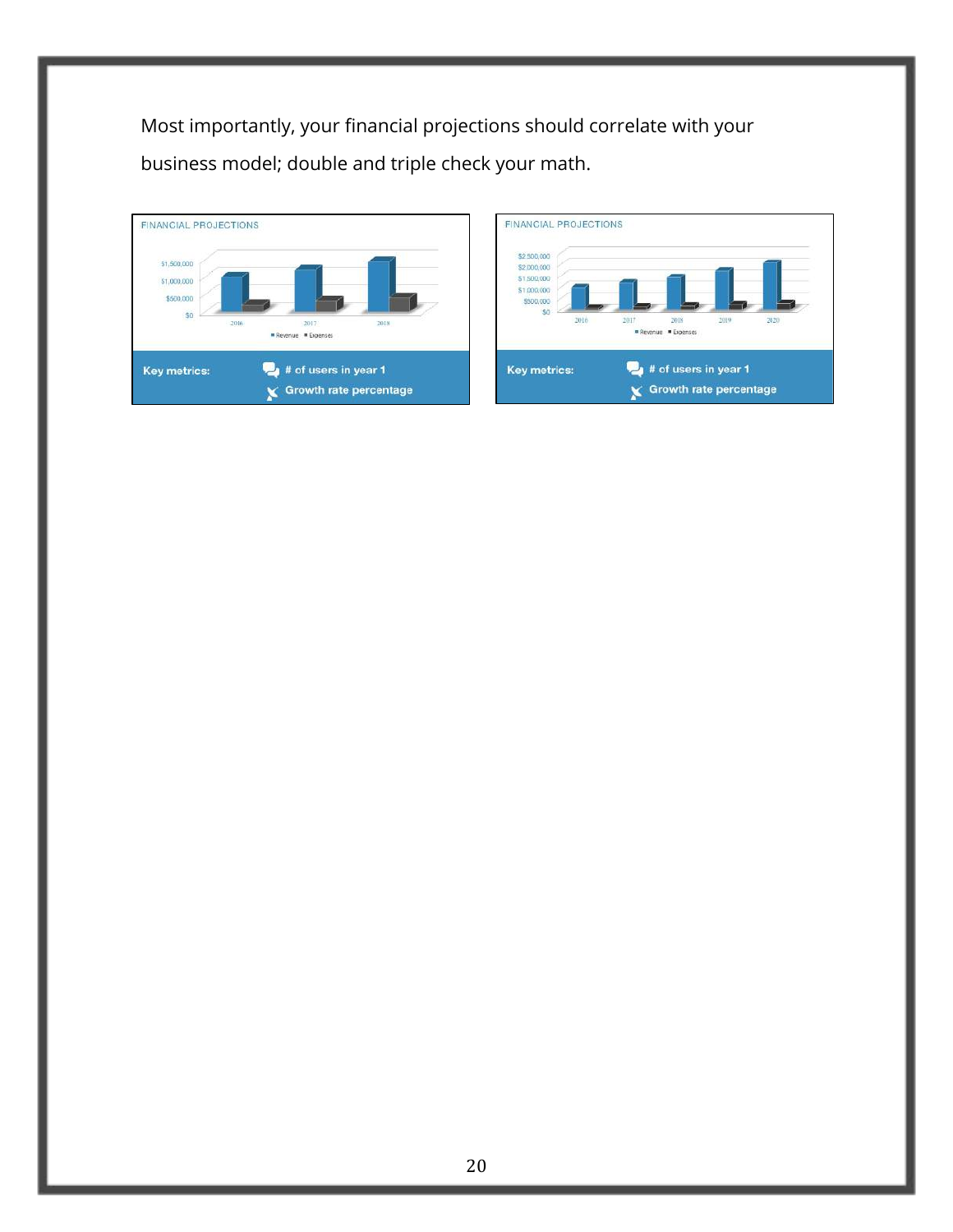Most importantly, your financial projections should correlate with your business model; double and triple check your math.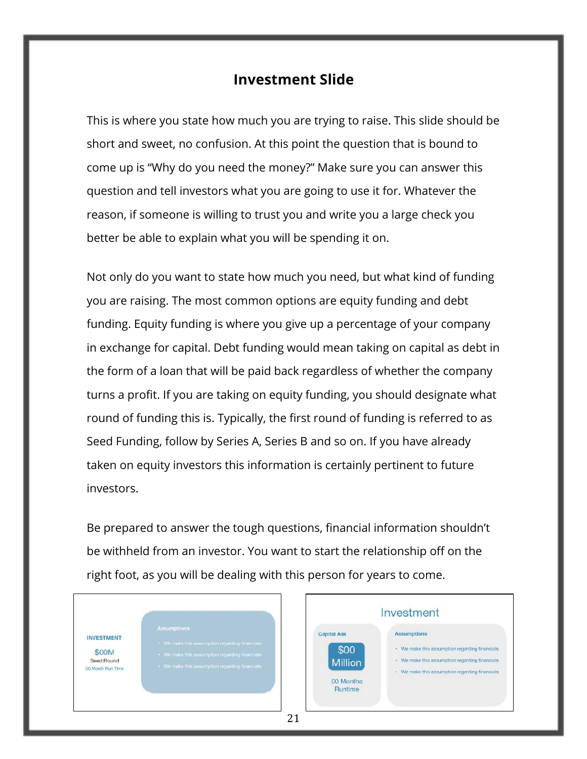## Investment Slide

This is where you state how much you are trying to raise. This slide should be short and sweet, no confusion. At this point the question that is bound to come up is "Why do you need the money?" Make sure you can answer this question and tell investors what you are going to use it for. Whatever the reason, if someone is willing to trust you and write you a large check you better be able to explain what you will be spending it on.

Not only do you want to state how much you need, but what kind of funding you are raising. The most common options are equity funding and debt funding. Equity funding is where you give up a percentage of your company in exchange for capital. Debt funding would mean taking on capital as debt in the form of a loan that will be paid back regardless of whether the company turns a profit. If you are taking on equity funding, you should designate what round of funding this is. Typically, the first round of funding is referred to as Seed Funding, follow by Series A, Series B and so on. If you have already taken on equity investors this information is certainly pertinent to future investors.

Be prepared to answer the tough questions, financial information shouldn't be withheld from an investor. You want to start the relationship off on the right foot, as you will be dealing with this person for years to come.

INVESTMENT

$00M

Seed Round

00 Month Run Time

Assumptions

- We make this assumption regarding financials
- We make this assumption regarding financials
- We make this assumption regarding financials

Investment

Capital Ask

$00 Million

00 Months Runtime

Assumptions

- We make this assumption regarding financials
- We make this assumption regarding financials
- We make this assumption regarding financials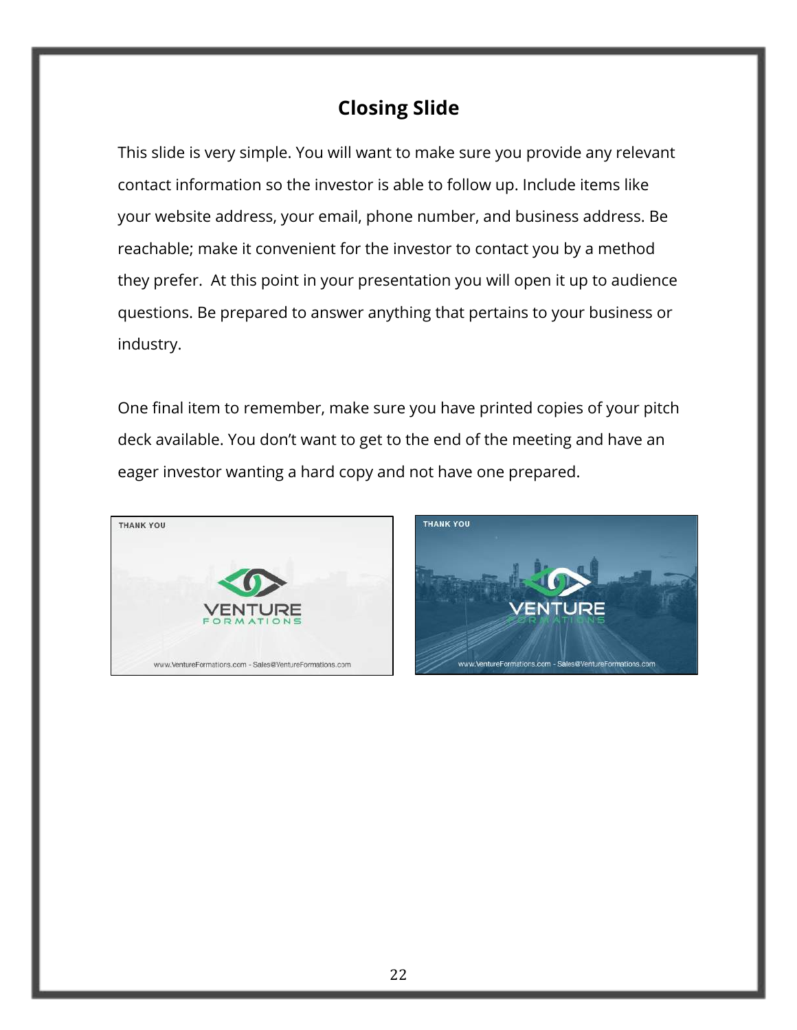## Closing Slide

This slide is very simple. You will want to make sure you provide any relevant contact information so the investor is able to follow up. Include items like your website address, your email, phone number, and business address. Be reachable; make it convenient for the investor to contact you by a method they prefer. At this point in your presentation you will open it up to audience questions. Be prepared to answer anything that pertains to your business or industry.

One final item to remember, make sure you have printed copies of your pitch deck available. You don't want to get to the end of the meeting and have an eager investor wanting a hard copy and not have one prepared.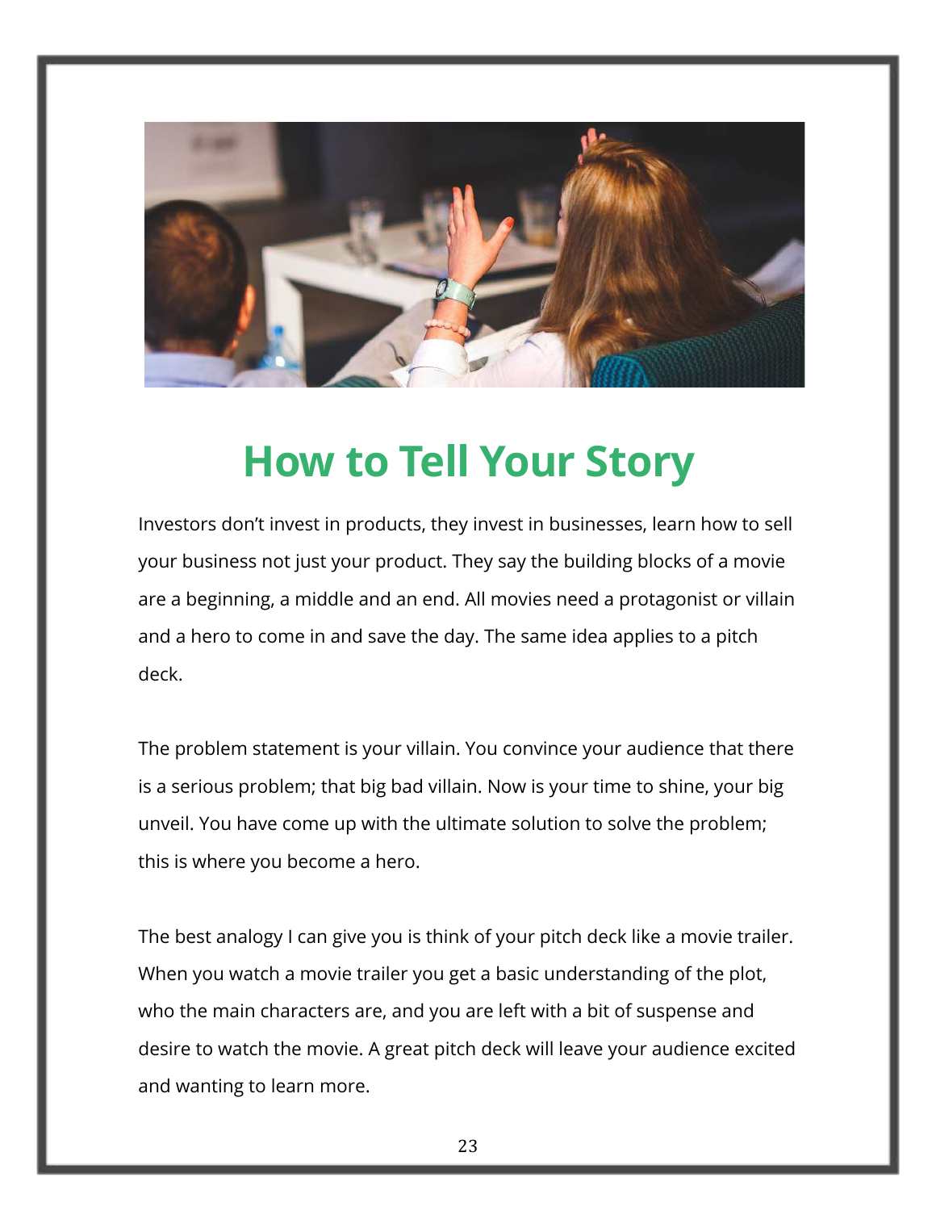# How to Tell Your Story

Investors don't invest in products, they invest in businesses, learn how to sell your business not just your product. They say the building blocks of a movie are a beginning, a middle and an end. All movies need a protagonist or villain and a hero to come in and save the day. The same idea applies to a pitch deck.

The problem statement is your villain. You convince your audience that there is a serious problem; that big bad villain. Now is your time to shine, your big unveil. You have come up with the ultimate solution to solve the problem; this is where you become a hero.

The best analogy I can give you is think of your pitch deck like a movie trailer. When you watch a movie trailer you get a basic understanding of the plot, who the main characters are, and you are left with a bit of suspense and desire to watch the movie. A great pitch deck will leave your audience excited and wanting to learn more.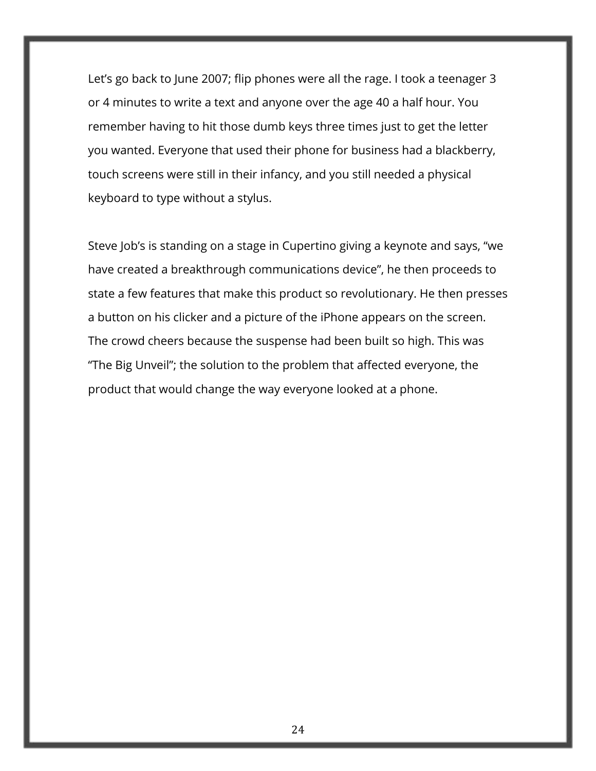Let’s go back to June 2007; flip phones were all the rage. I took a teenager 3 or 4 minutes to write a text and anyone over the age 40 a half hour. You remember having to hit those dumb keys three times just to get the letter you wanted. Everyone that used their phone for business had a blackberry, touch screens were still in their infancy, and you still needed a physical keyboard to type without a stylus.

Steve Job’s is standing on a stage in Cupertino giving a keynote and says, “we have created a breakthrough communications device”, he then proceeds to state a few features that make this product so revolutionary. He then presses a button on his clicker and a picture of the iPhone appears on the screen. The crowd cheers because the suspense had been built so high. This was “The Big Unveil”; the solution to the problem that affected everyone, the product that would change the way everyone looked at a phone.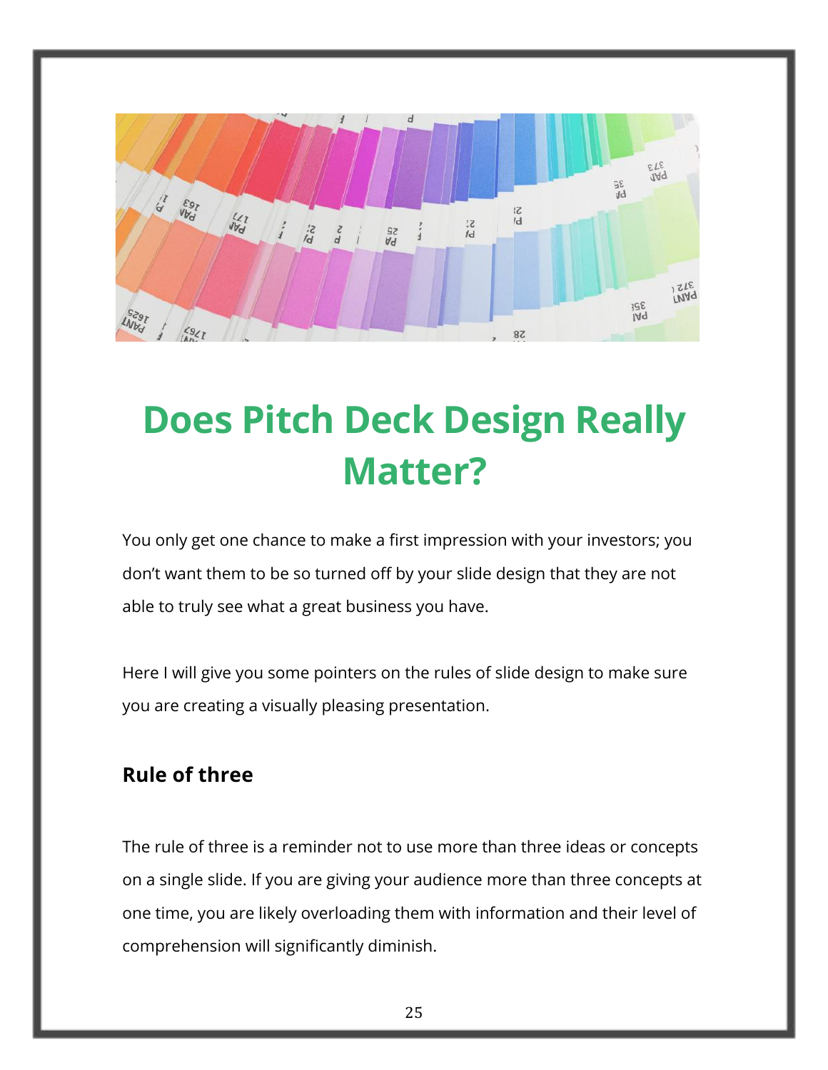# Does Pitch Deck Design Really Matter?

You only get one chance to make a first impression with your investors; you don't want them to be so turned off by your slide design that they are not able to truly see what a great business you have.

Here I will give you some pointers on the rules of slide design to make sure you are creating a visually pleasing presentation.

### Rule of three

The rule of three is a reminder not to use more than three ideas or concepts on a single slide. If you are giving your audience more than three concepts at one time, you are likely overloading them with information and their level of comprehension will significantly diminish.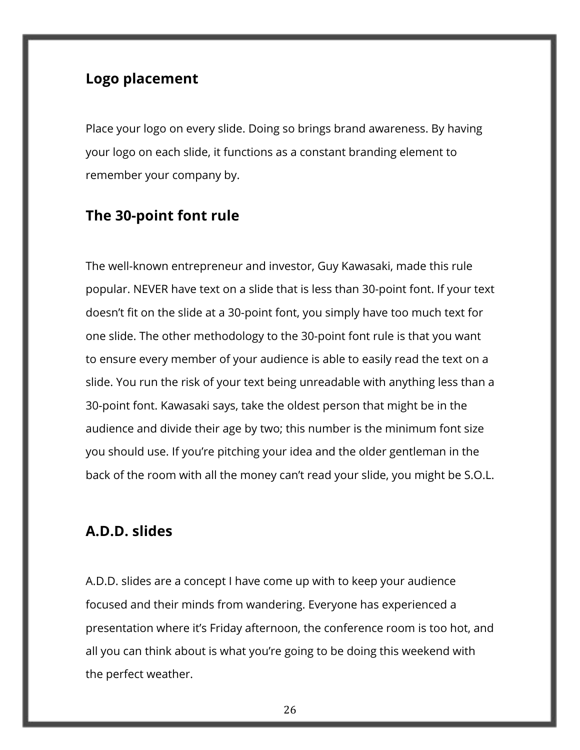## Logo placement

Place your logo on every slide. Doing so brings brand awareness. By having your logo on each slide, it functions as a constant branding element to remember your company by.

## The 30-point font rule

The well-known entrepreneur and investor, Guy Kawasaki, made this rule popular. NEVER have text on a slide that is less than 30-point font. If your text doesn't fit on the slide at a 30-point font, you simply have too much text for one slide. The other methodology to the 30-point font rule is that you want to ensure every member of your audience is able to easily read the text on a slide. You run the risk of your text being unreadable with anything less than a 30-point font. Kawasaki says, take the oldest person that might be in the audience and divide their age by two; this number is the minimum font size you should use. If you're pitching your idea and the older gentleman in the back of the room with all the money can't read your slide, you might be S.O.L.

## A.D.D. slides

A.D.D. slides are a concept I have come up with to keep your audience focused and their minds from wandering. Everyone has experienced a presentation where it's Friday afternoon, the conference room is too hot, and all you can think about is what you're going to be doing this weekend with the perfect weather.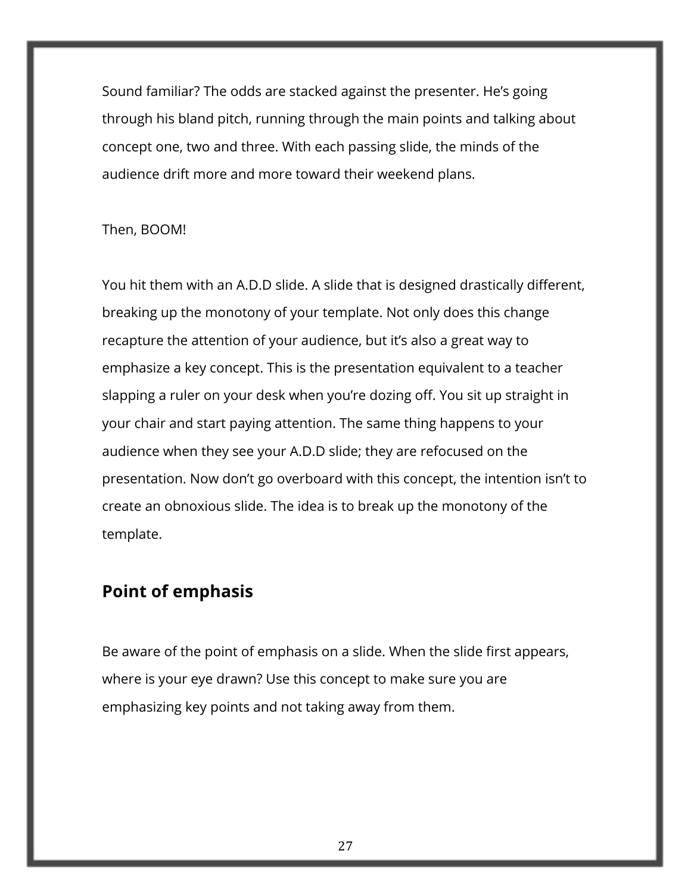Sound familiar? The odds are stacked against the presenter. He's going through his bland pitch, running through the main points and talking about concept one, two and three. With each passing slide, the minds of the audience drift more and more toward their weekend plans.

Then, BOOM!

You hit them with an A.D.D slide. A slide that is designed drastically different, breaking up the monotony of your template. Not only does this change recapture the attention of your audience, but it's also a great way to emphasize a key concept. This is the presentation equivalent to a teacher slapping a ruler on your desk when you're dozing off. You sit up straight in your chair and start paying attention. The same thing happens to your audience when they see your A.D.D slide; they are refocused on the presentation. Now don't go overboard with this concept, the intention isn't to create an obnoxious slide. The idea is to break up the monotony of the template.

## Point of emphasis

Be aware of the point of emphasis on a slide. When the slide first appears, where is your eye drawn? Use this concept to make sure you are emphasizing key points and not taking away from them.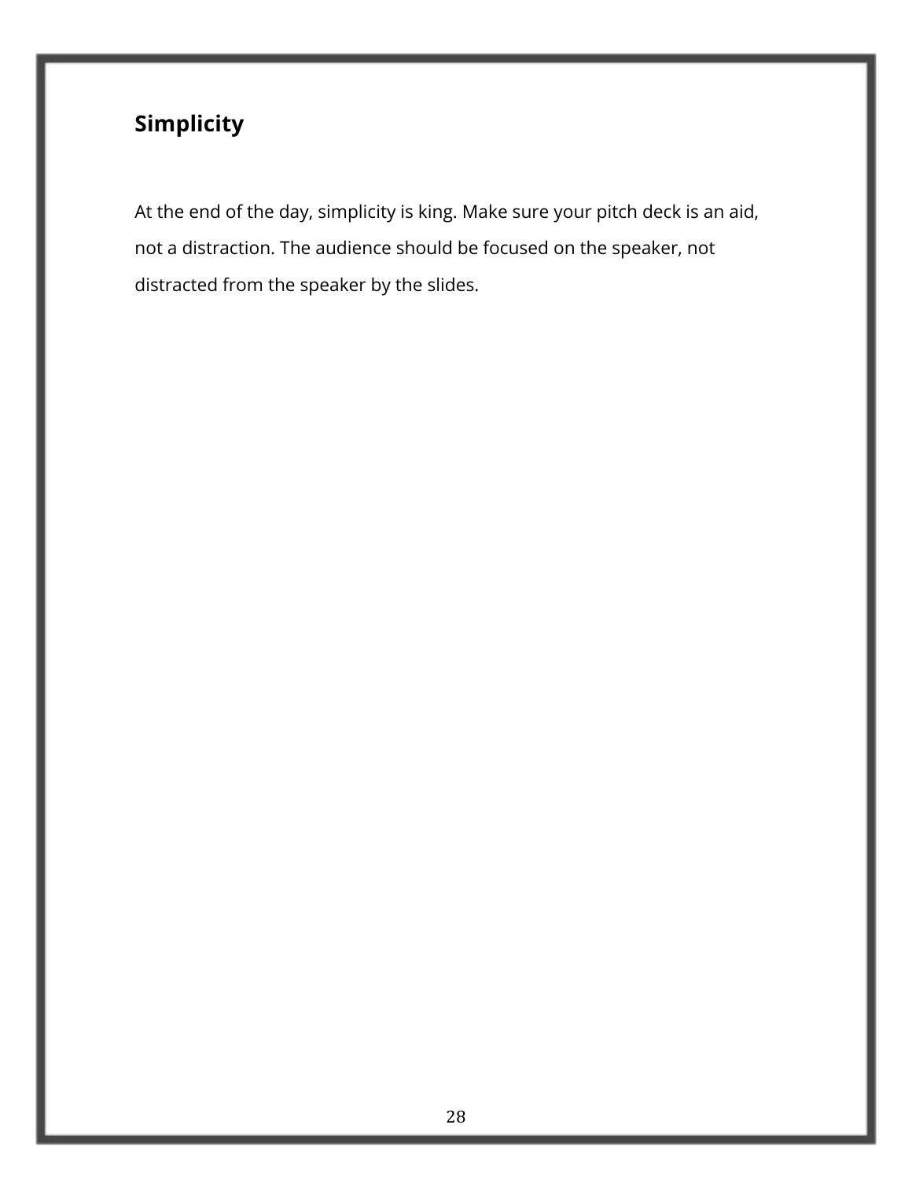## Simplicity

At the end of the day, simplicity is king. Make sure your pitch deck is an aid, not a distraction. The audience should be focused on the speaker, not distracted from the speaker by the slides.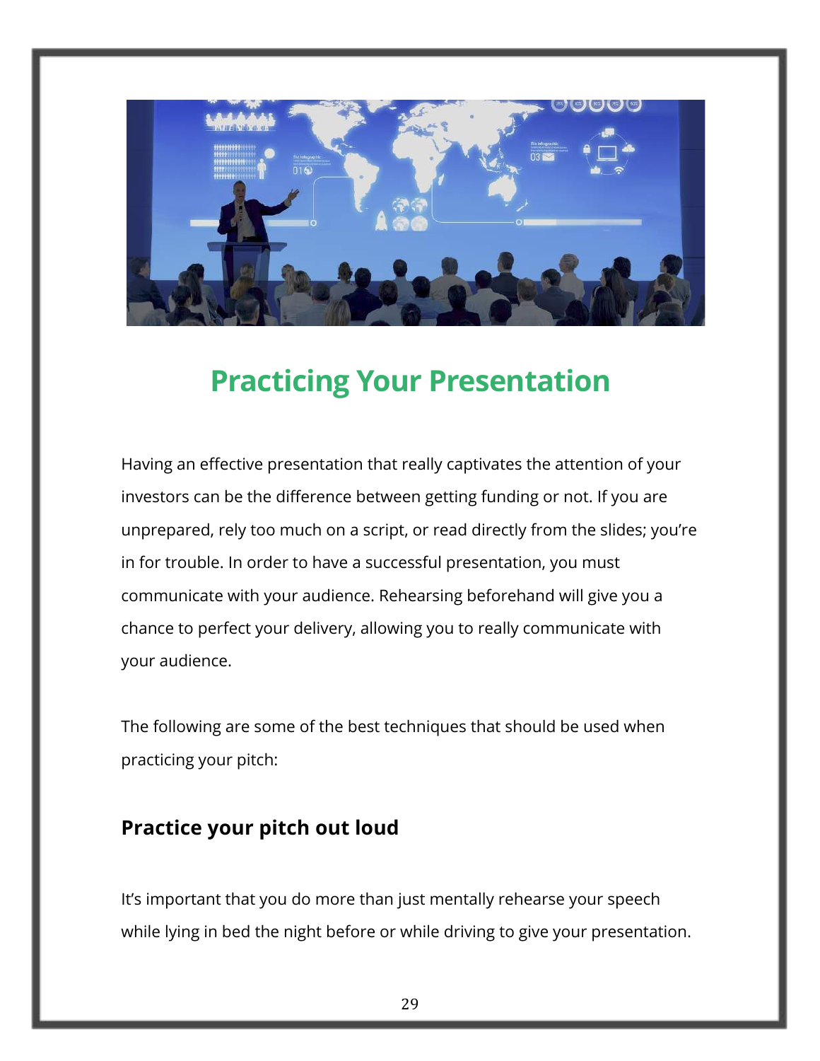# Practicing Your Presentation

Having an effective presentation that really captivates the attention of your investors can be the difference between getting funding or not. If you are unprepared, rely too much on a script, or read directly from the slides; you're in for trouble. In order to have a successful presentation, you must communicate with your audience. Rehearsing beforehand will give you a chance to perfect your delivery, allowing you to really communicate with your audience.

The following are some of the best techniques that should be used when practicing your pitch:

### Practice your pitch out loud

It's important that you do more than just mentally rehearse your speech while lying in bed the night before or while driving to give your presentation.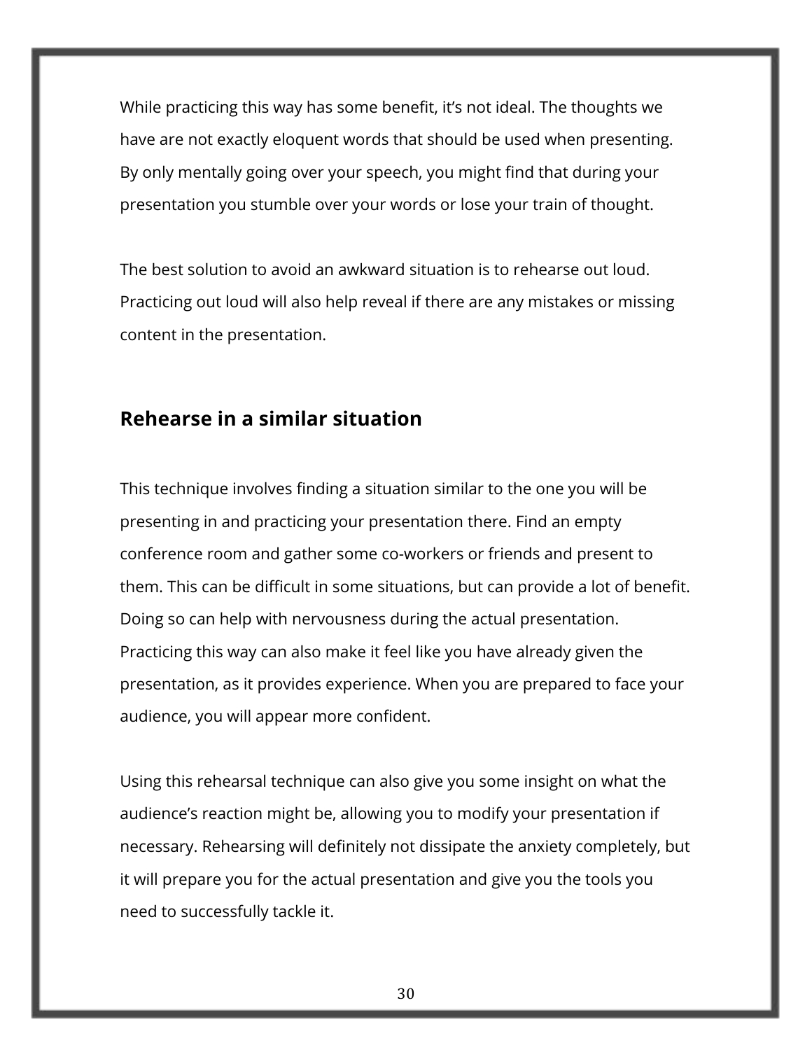While practicing this way has some benefit, it's not ideal. The thoughts we have are not exactly eloquent words that should be used when presenting. By only mentally going over your speech, you might find that during your presentation you stumble over your words or lose your train of thought.

The best solution to avoid an awkward situation is to rehearse out loud. Practicing out loud will also help reveal if there are any mistakes or missing content in the presentation.

## Rehearse in a similar situation

This technique involves finding a situation similar to the one you will be presenting in and practicing your presentation there. Find an empty conference room and gather some co-workers or friends and present to them. This can be difficult in some situations, but can provide a lot of benefit. Doing so can help with nervousness during the actual presentation. Practicing this way can also make it feel like you have already given the presentation, as it provides experience. When you are prepared to face your audience, you will appear more confident.

Using this rehearsal technique can also give you some insight on what the audience's reaction might be, allowing you to modify your presentation if necessary. Rehearsing will definitely not dissipate the anxiety completely, but it will prepare you for the actual presentation and give you the tools you need to successfully tackle it.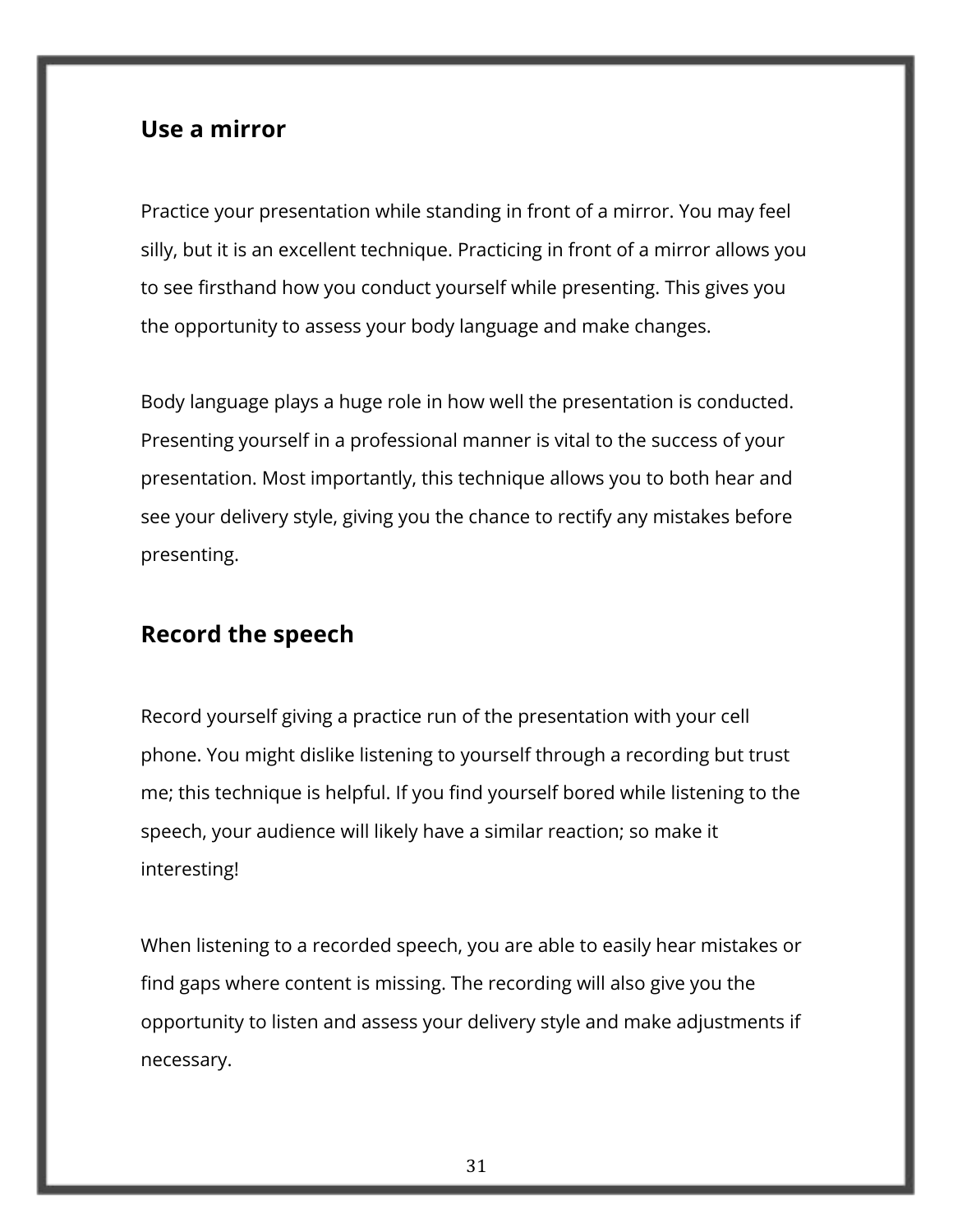## Use a mirror

Practice your presentation while standing in front of a mirror. You may feel silly, but it is an excellent technique. Practicing in front of a mirror allows you to see firsthand how you conduct yourself while presenting. This gives you the opportunity to assess your body language and make changes.

Body language plays a huge role in how well the presentation is conducted. Presenting yourself in a professional manner is vital to the success of your presentation. Most importantly, this technique allows you to both hear and see your delivery style, giving you the chance to rectify any mistakes before presenting.

## Record the speech

Record yourself giving a practice run of the presentation with your cell phone. You might dislike listening to yourself through a recording but trust me; this technique is helpful. If you find yourself bored while listening to the speech, your audience will likely have a similar reaction; so make it interesting!

When listening to a recorded speech, you are able to easily hear mistakes or find gaps where content is missing. The recording will also give you the opportunity to listen and assess your delivery style and make adjustments if necessary.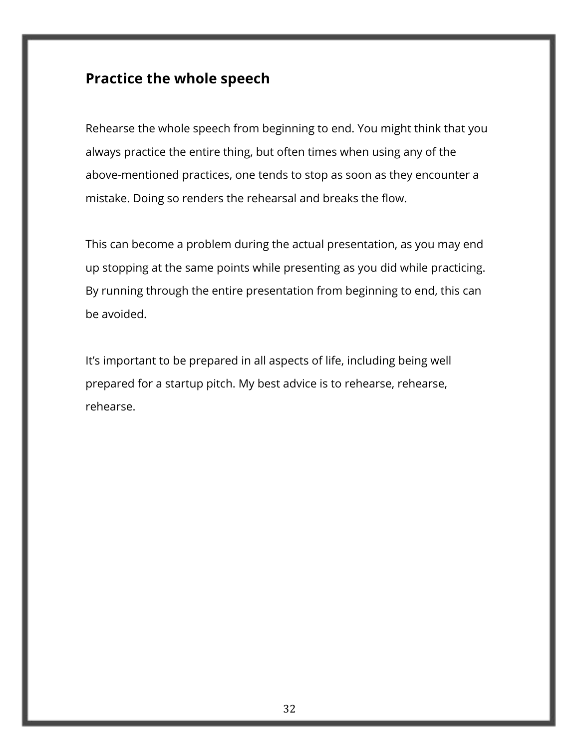## Practice the whole speech

Rehearse the whole speech from beginning to end. You might think that you always practice the entire thing, but often times when using any of the above-mentioned practices, one tends to stop as soon as they encounter a mistake. Doing so renders the rehearsal and breaks the flow.

This can become a problem during the actual presentation, as you may end up stopping at the same points while presenting as you did while practicing. By running through the entire presentation from beginning to end, this can be avoided.

It's important to be prepared in all aspects of life, including being well prepared for a startup pitch. My best advice is to rehearse, rehearse, rehearse.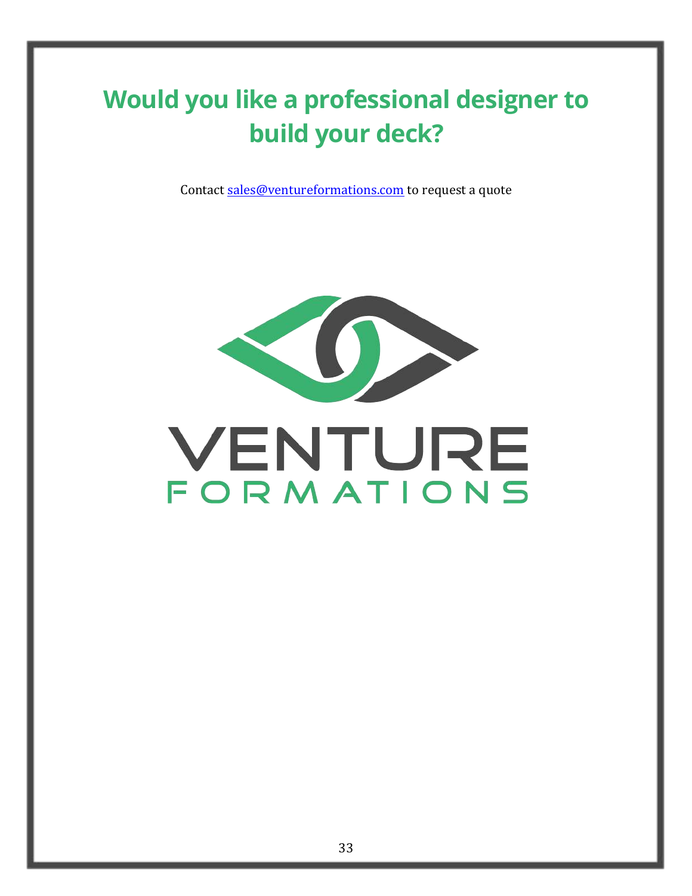# Would you like a professional designer to build your deck?

Contact sales@ventureformations.com to request a quote

VENTURE
FORMATIONS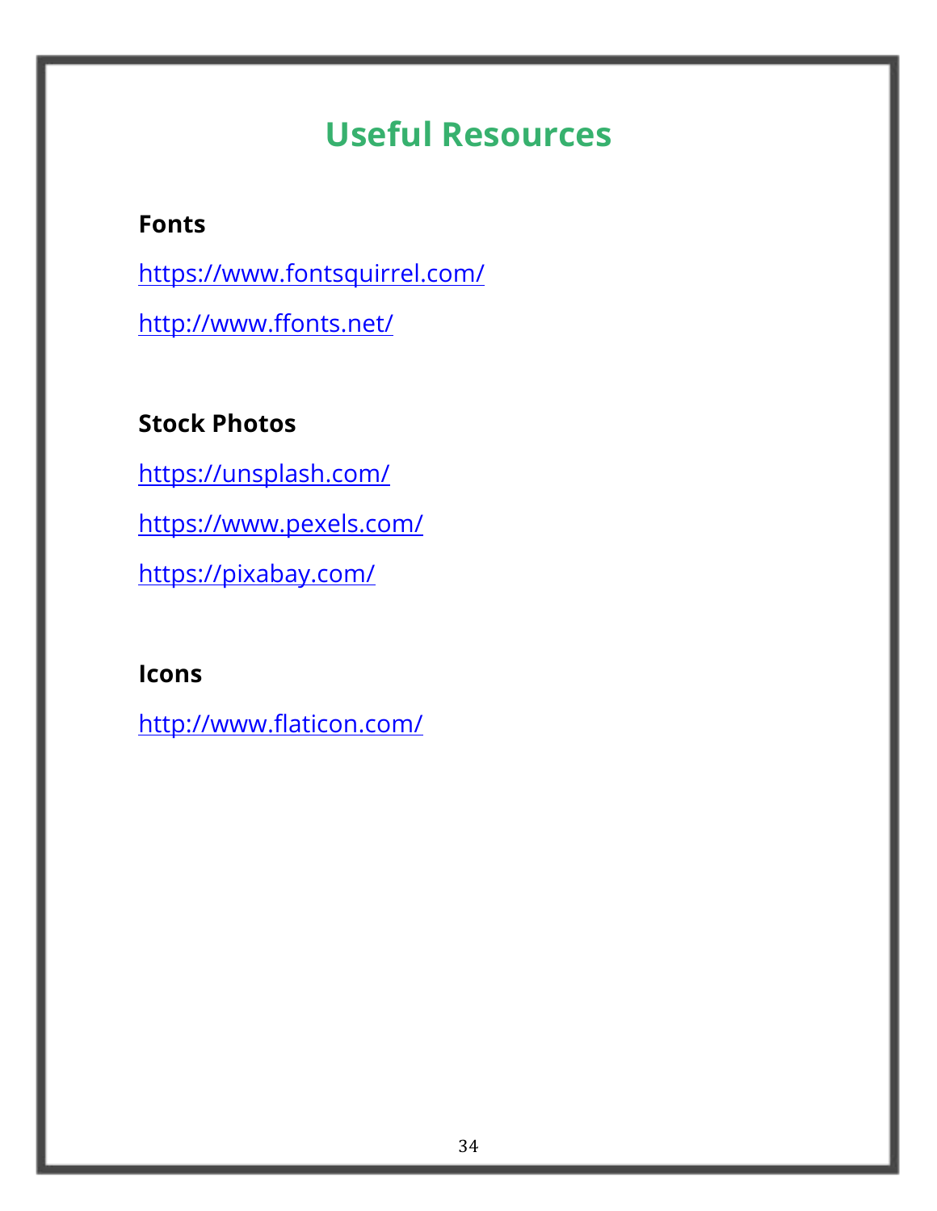# Useful Resources

**Fonts**

https://www.fontsquirrel.com/

http://www.ffonts.net/

**Stock Photos**

https://unsplash.com/

https://www.pexels.com/

https://pixabay.com/

**Icons**

http://www.flaticon.com/